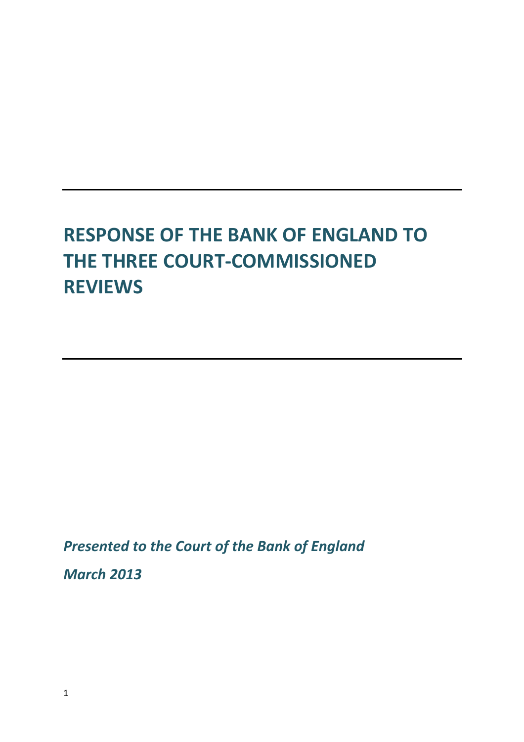# RESPONSE OF THE BANK OF ENGLAND TO THE THREE COURT-COMMISSIONED REVIEWS

***Presented to the Court of the Bank of England***

***March 2013***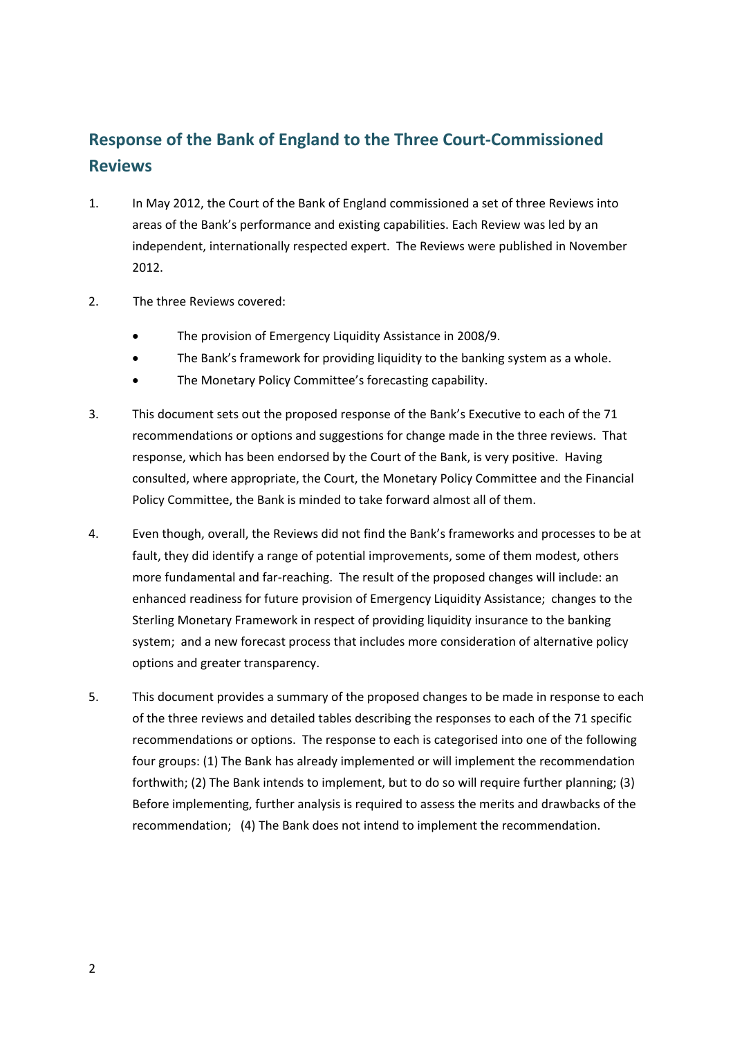## Response of the Bank of England to the Three Court-Commissioned Reviews

1. In May 2012, the Court of the Bank of England commissioned a set of three Reviews into areas of the Bank's performance and existing capabilities. Each Review was led by an independent, internationally respected expert. The Reviews were published in November 2012.

2. The three Reviews covered:

   - The provision of Emergency Liquidity Assistance in 2008/9.
   - The Bank's framework for providing liquidity to the banking system as a whole.
   - The Monetary Policy Committee's forecasting capability.

3. This document sets out the proposed response of the Bank's Executive to each of the 71 recommendations or options and suggestions for change made in the three reviews. That response, which has been endorsed by the Court of the Bank, is very positive. Having consulted, where appropriate, the Court, the Monetary Policy Committee and the Financial Policy Committee, the Bank is minded to take forward almost all of them.

4. Even though, overall, the Reviews did not find the Bank's frameworks and processes to be at fault, they did identify a range of potential improvements, some of them modest, others more fundamental and far-reaching. The result of the proposed changes will include: an enhanced readiness for future provision of Emergency Liquidity Assistance; changes to the Sterling Monetary Framework in respect of providing liquidity insurance to the banking system; and a new forecast process that includes more consideration of alternative policy options and greater transparency.

5. This document provides a summary of the proposed changes to be made in response to each of the three reviews and detailed tables describing the responses to each of the 71 specific recommendations or options. The response to each is categorised into one of the following four groups: (1) The Bank has already implemented or will implement the recommendation forthwith; (2) The Bank intends to implement, but to do so will require further planning; (3) Before implementing, further analysis is required to assess the merits and drawbacks of the recommendation; (4) The Bank does not intend to implement the recommendation.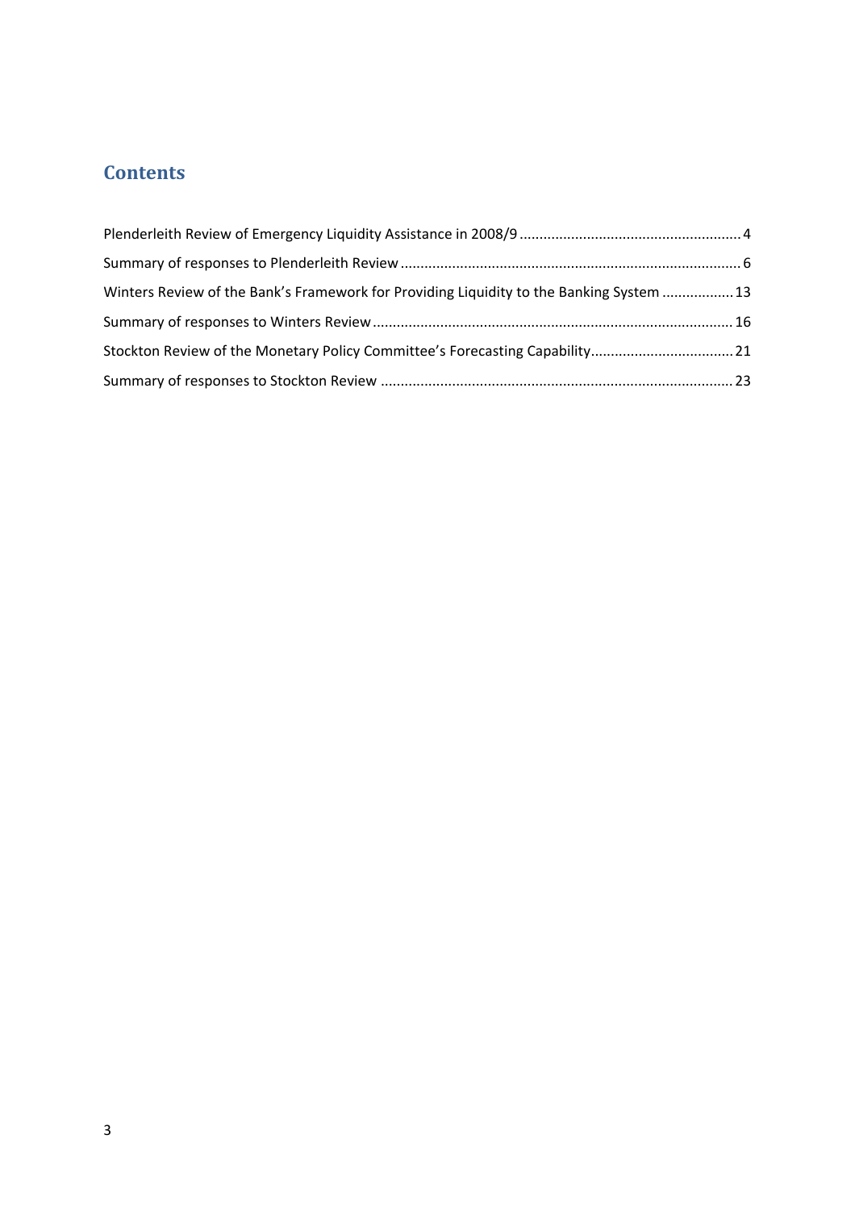## Contents

Plenderleith Review of Emergency Liquidity Assistance in 2008/9 ........................................................ 4

Summary of responses to Plenderleith Review ...................................................................................... 6

Winters Review of the Bank's Framework for Providing Liquidity to the Banking System .................. 13

Summary of responses to Winters Review ........................................................................................... 16

Stockton Review of the Monetary Policy Committee's Forecasting Capability.................................... 21

Summary of responses to Stockton Review ......................................................................................... 23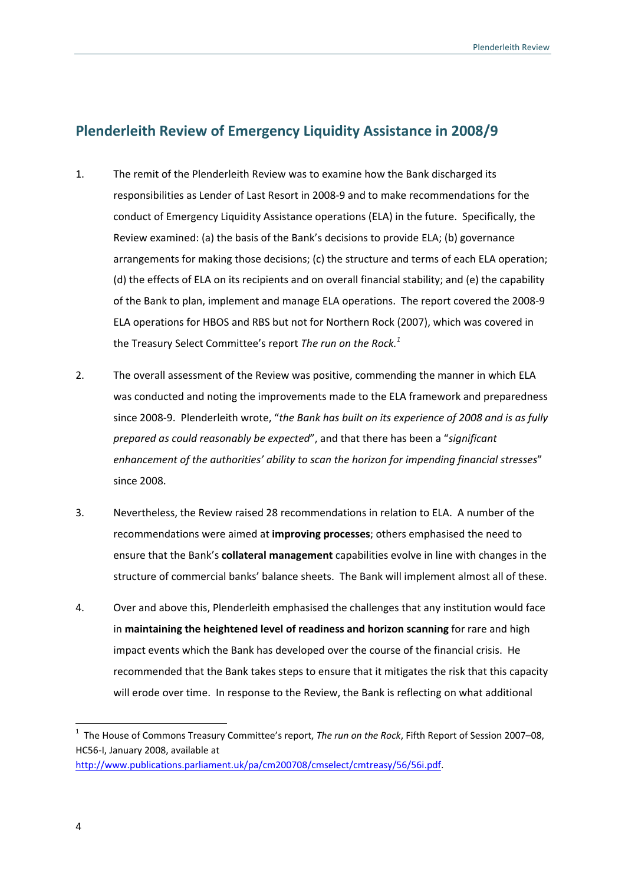## Plenderleith Review of Emergency Liquidity Assistance in 2008/9

1. The remit of the Plenderleith Review was to examine how the Bank discharged its responsibilities as Lender of Last Resort in 2008-9 and to make recommendations for the conduct of Emergency Liquidity Assistance operations (ELA) in the future. Specifically, the Review examined: (a) the basis of the Bank's decisions to provide ELA; (b) governance arrangements for making those decisions; (c) the structure and terms of each ELA operation; (d) the effects of ELA on its recipients and on overall financial stability; and (e) the capability of the Bank to plan, implement and manage ELA operations. The report covered the 2008-9 ELA operations for HBOS and RBS but not for Northern Rock (2007), which was covered in the Treasury Select Committee's report *The run on the Rock.*[1]

2. The overall assessment of the Review was positive, commending the manner in which ELA was conducted and noting the improvements made to the ELA framework and preparedness since 2008-9. Plenderleith wrote, "*the Bank has built on its experience of 2008 and is as fully prepared as could reasonably be expected*", and that there has been a "*significant enhancement of the authorities' ability to scan the horizon for impending financial stresses*" since 2008.

3. Nevertheless, the Review raised 28 recommendations in relation to ELA. A number of the recommendations were aimed at **improving processes**; others emphasised the need to ensure that the Bank's **collateral management** capabilities evolve in line with changes in the structure of commercial banks' balance sheets. The Bank will implement almost all of these.

4. Over and above this, Plenderleith emphasised the challenges that any institution would face in **maintaining the heightened level of readiness and horizon scanning** for rare and high impact events which the Bank has developed over the course of the financial crisis. He recommended that the Bank takes steps to ensure that it mitigates the risk that this capacity will erode over time. In response to the Review, the Bank is reflecting on what additional

[1] The House of Commons Treasury Committee's report, *The run on the Rock*, Fifth Report of Session 2007–08, HC56-I, January 2008, available at http://www.publications.parliament.uk/pa/cm200708/cmselect/cmtreasy/56/56i.pdf.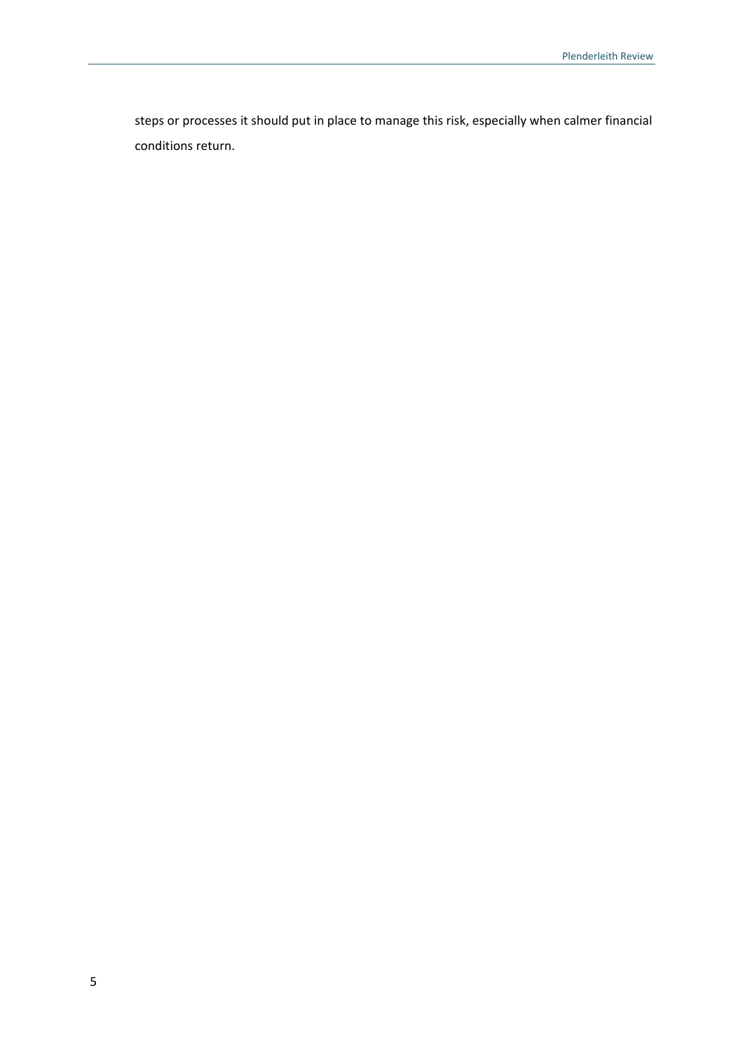steps or processes it should put in place to manage this risk, especially when calmer financial conditions return.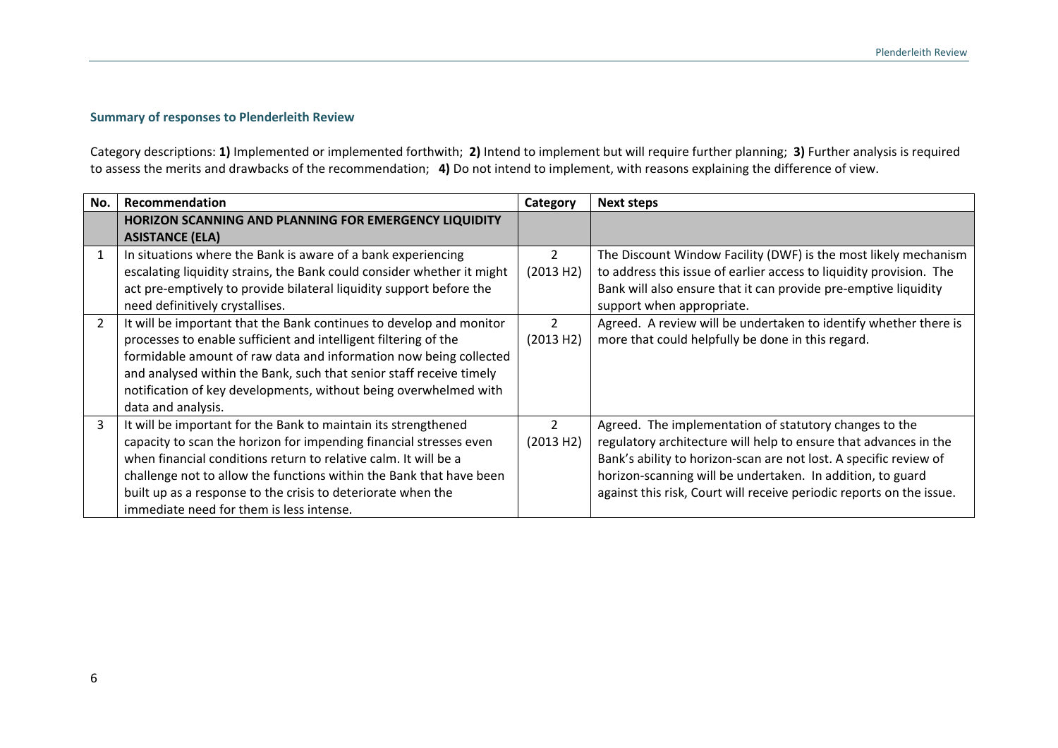### Summary of responses to Plenderleith Review

Category descriptions: **1)** Implemented or implemented forthwith; **2)** Intend to implement but will require further planning; **3)** Further analysis is required to assess the merits and drawbacks of the recommendation; **4)** Do not intend to implement, with reasons explaining the difference of view.

| No. | Recommendation | Category | Next steps |
|---|---|---|---|
| | **HORIZON SCANNING AND PLANNING FOR EMERGENCY LIQUIDITY ASISTANCE (ELA)** | | |
| 1 | In situations where the Bank is aware of a bank experiencing escalating liquidity strains, the Bank could consider whether it might act pre-emptively to provide bilateral liquidity support before the need definitively crystallises. | 2 (2013 H2) | The Discount Window Facility (DWF) is the most likely mechanism to address this issue of earlier access to liquidity provision. The Bank will also ensure that it can provide pre-emptive liquidity support when appropriate. |
| 2 | It will be important that the Bank continues to develop and monitor processes to enable sufficient and intelligent filtering of the formidable amount of raw data and information now being collected and analysed within the Bank, such that senior staff receive timely notification of key developments, without being overwhelmed with data and analysis. | 2 (2013 H2) | Agreed. A review will be undertaken to identify whether there is more that could helpfully be done in this regard. |
| 3 | It will be important for the Bank to maintain its strengthened capacity to scan the horizon for impending financial stresses even when financial conditions return to relative calm. It will be a challenge not to allow the functions within the Bank that have been built up as a response to the crisis to deteriorate when the immediate need for them is less intense. | 2 (2013 H2) | Agreed. The implementation of statutory changes to the regulatory architecture will help to ensure that advances in the Bank's ability to horizon-scan are not lost. A specific review of horizon-scanning will be undertaken. In addition, to guard against this risk, Court will receive periodic reports on the issue. |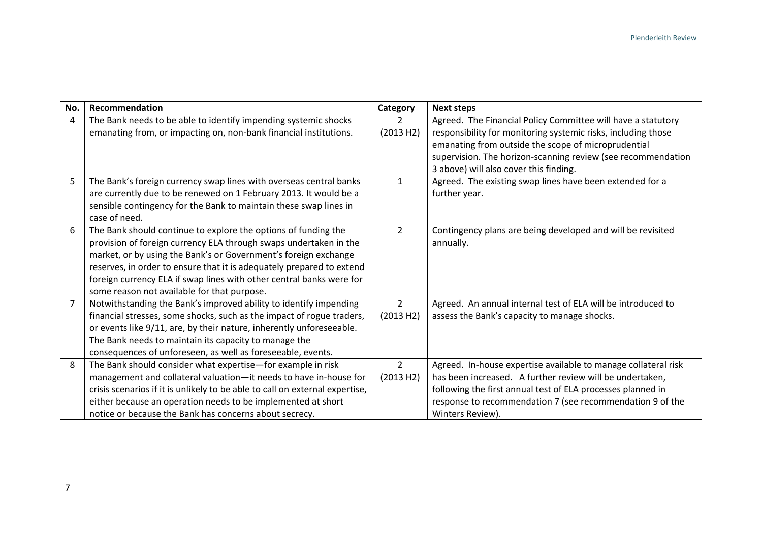| No. | Recommendation | Category | Next steps |
|---|---|---|---|
| 4 | The Bank needs to be able to identify impending systemic shocks emanating from, or impacting on, non-bank financial institutions. | 2 (2013 H2) | Agreed. The Financial Policy Committee will have a statutory responsibility for monitoring systemic risks, including those emanating from outside the scope of microprudential supervision. The horizon-scanning review (see recommendation 3 above) will also cover this finding. |
| 5 | The Bank's foreign currency swap lines with overseas central banks are currently due to be renewed on 1 February 2013. It would be a sensible contingency for the Bank to maintain these swap lines in case of need. | 1 | Agreed. The existing swap lines have been extended for a further year. |
| 6 | The Bank should continue to explore the options of funding the provision of foreign currency ELA through swaps undertaken in the market, or by using the Bank's or Government's foreign exchange reserves, in order to ensure that it is adequately prepared to extend foreign currency ELA if swap lines with other central banks were for some reason not available for that purpose. | 2 | Contingency plans are being developed and will be revisited annually. |
| 7 | Notwithstanding the Bank's improved ability to identify impending financial stresses, some shocks, such as the impact of rogue traders, or events like 9/11, are, by their nature, inherently unforeseeable. The Bank needs to maintain its capacity to manage the consequences of unforeseen, as well as foreseeable, events. | 2 (2013 H2) | Agreed. An annual internal test of ELA will be introduced to assess the Bank's capacity to manage shocks. |
| 8 | The Bank should consider what expertise—for example in risk management and collateral valuation—it needs to have in-house for crisis scenarios if it is unlikely to be able to call on external expertise, either because an operation needs to be implemented at short notice or because the Bank has concerns about secrecy. | 2 (2013 H2) | Agreed. In-house expertise available to manage collateral risk has been increased. A further review will be undertaken, following the first annual test of ELA processes planned in response to recommendation 7 (see recommendation 9 of the Winters Review). |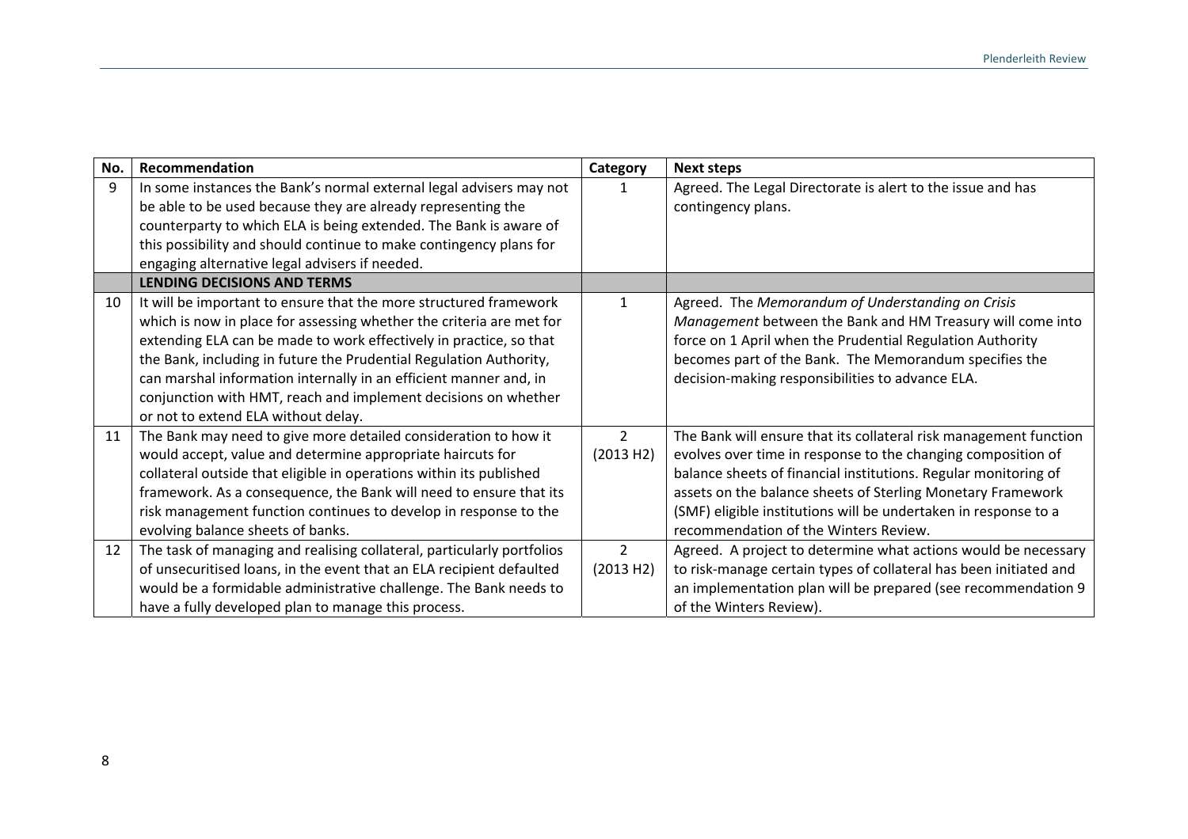| No. | Recommendation | Category | Next steps |
|---|---|---|---|
| 9 | In some instances the Bank's normal external legal advisers may not be able to be used because they are already representing the counterparty to which ELA is being extended. The Bank is aware of this possibility and should continue to make contingency plans for engaging alternative legal advisers if needed. | 1 | Agreed. The Legal Directorate is alert to the issue and has contingency plans. |
| | **LENDING DECISIONS AND TERMS** | | |
| 10 | It will be important to ensure that the more structured framework which is now in place for assessing whether the criteria are met for extending ELA can be made to work effectively in practice, so that the Bank, including in future the Prudential Regulation Authority, can marshal information internally in an efficient manner and, in conjunction with HMT, reach and implement decisions on whether or not to extend ELA without delay. | 1 | Agreed. The *Memorandum of Understanding on Crisis Management* between the Bank and HM Treasury will come into force on 1 April when the Prudential Regulation Authority becomes part of the Bank. The Memorandum specifies the decision-making responsibilities to advance ELA. |
| 11 | The Bank may need to give more detailed consideration to how it would accept, value and determine appropriate haircuts for collateral outside that eligible in operations within its published framework. As a consequence, the Bank will need to ensure that its risk management function continues to develop in response to the evolving balance sheets of banks. | 2 (2013 H2) | The Bank will ensure that its collateral risk management function evolves over time in response to the changing composition of balance sheets of financial institutions. Regular monitoring of assets on the balance sheets of Sterling Monetary Framework (SMF) eligible institutions will be undertaken in response to a recommendation of the Winters Review. |
| 12 | The task of managing and realising collateral, particularly portfolios of unsecuritised loans, in the event that an ELA recipient defaulted would be a formidable administrative challenge. The Bank needs to have a fully developed plan to manage this process. | 2 (2013 H2) | Agreed. A project to determine what actions would be necessary to risk-manage certain types of collateral has been initiated and an implementation plan will be prepared (see recommendation 9 of the Winters Review). |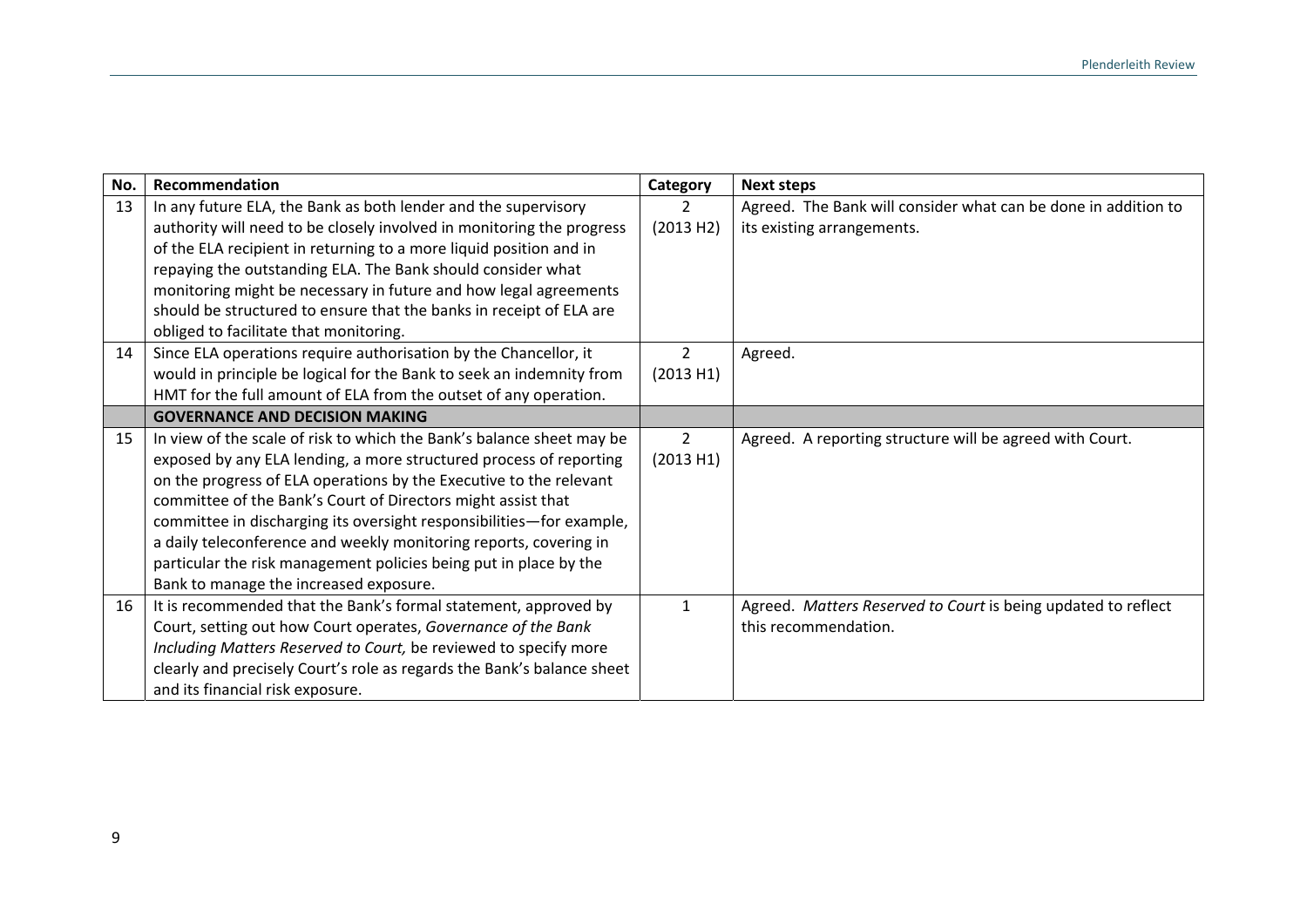| No. | Recommendation | Category | Next steps |
|---|---|---|---|
| 13 | In any future ELA, the Bank as both lender and the supervisory authority will need to be closely involved in monitoring the progress of the ELA recipient in returning to a more liquid position and in repaying the outstanding ELA. The Bank should consider what monitoring might be necessary in future and how legal agreements should be structured to ensure that the banks in receipt of ELA are obliged to facilitate that monitoring. | 2 (2013 H2) | Agreed. The Bank will consider what can be done in addition to its existing arrangements. |
| 14 | Since ELA operations require authorisation by the Chancellor, it would in principle be logical for the Bank to seek an indemnity from HMT for the full amount of ELA from the outset of any operation. | 2 (2013 H1) | Agreed. |
| | **GOVERNANCE AND DECISION MAKING** | | |
| 15 | In view of the scale of risk to which the Bank's balance sheet may be exposed by any ELA lending, a more structured process of reporting on the progress of ELA operations by the Executive to the relevant committee of the Bank's Court of Directors might assist that committee in discharging its oversight responsibilities—for example, a daily teleconference and weekly monitoring reports, covering in particular the risk management policies being put in place by the Bank to manage the increased exposure. | 2 (2013 H1) | Agreed. A reporting structure will be agreed with Court. |
| 16 | It is recommended that the Bank's formal statement, approved by Court, setting out how Court operates, *Governance of the Bank Including Matters Reserved to Court,* be reviewed to specify more clearly and precisely Court's role as regards the Bank's balance sheet and its financial risk exposure. | 1 | Agreed. *Matters Reserved to Court* is being updated to reflect this recommendation. |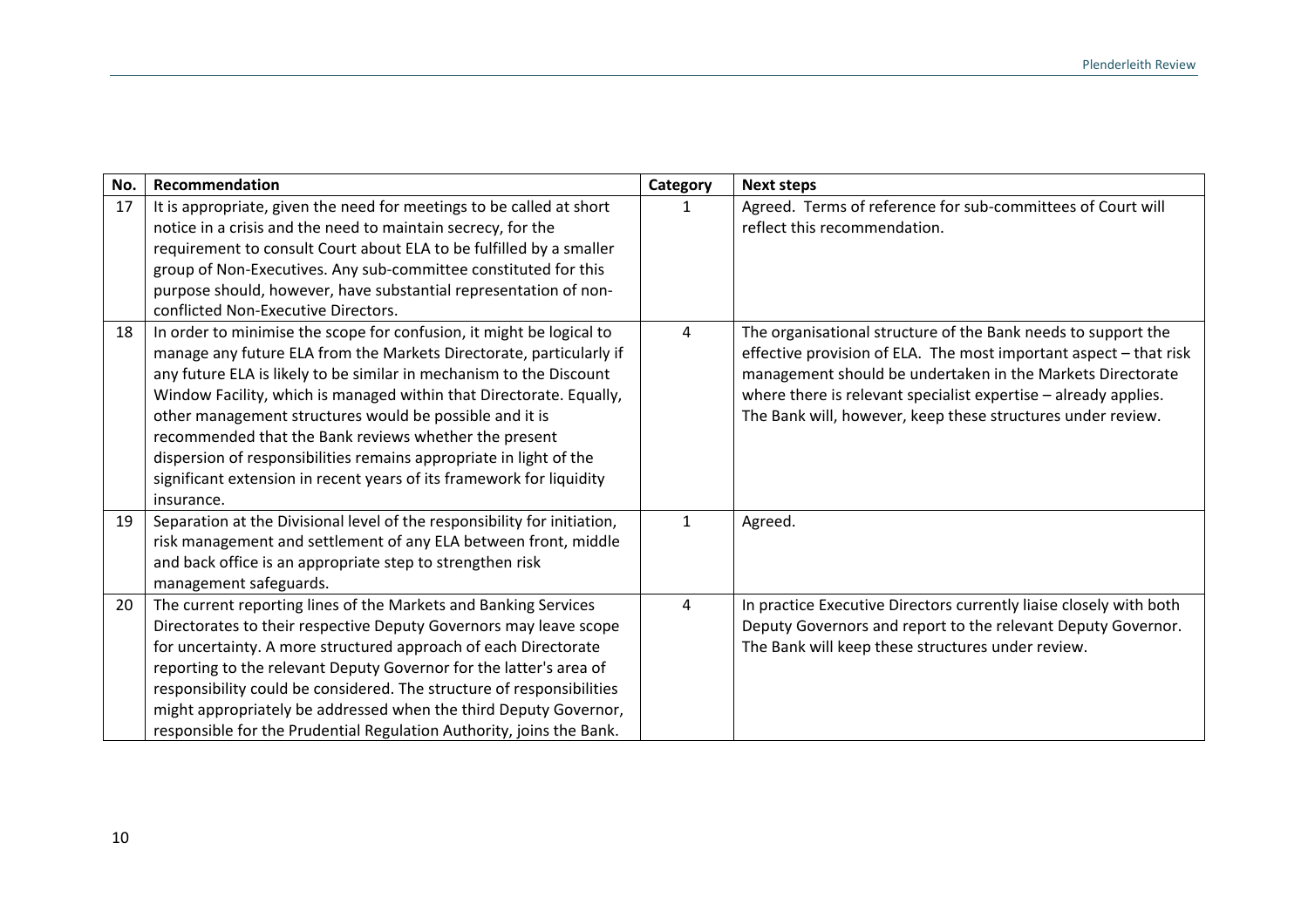| No. | Recommendation | Category | Next steps |
|---|---|---|---|
| 17 | It is appropriate, given the need for meetings to be called at short notice in a crisis and the need to maintain secrecy, for the requirement to consult Court about ELA to be fulfilled by a smaller group of Non-Executives. Any sub-committee constituted for this purpose should, however, have substantial representation of non-conflicted Non-Executive Directors. | 1 | Agreed. Terms of reference for sub-committees of Court will reflect this recommendation. |
| 18 | In order to minimise the scope for confusion, it might be logical to manage any future ELA from the Markets Directorate, particularly if any future ELA is likely to be similar in mechanism to the Discount Window Facility, which is managed within that Directorate. Equally, other management structures would be possible and it is recommended that the Bank reviews whether the present dispersion of responsibilities remains appropriate in light of the significant extension in recent years of its framework for liquidity insurance. | 4 | The organisational structure of the Bank needs to support the effective provision of ELA. The most important aspect – that risk management should be undertaken in the Markets Directorate where there is relevant specialist expertise – already applies. The Bank will, however, keep these structures under review. |
| 19 | Separation at the Divisional level of the responsibility for initiation, risk management and settlement of any ELA between front, middle and back office is an appropriate step to strengthen risk management safeguards. | 1 | Agreed. |
| 20 | The current reporting lines of the Markets and Banking Services Directorates to their respective Deputy Governors may leave scope for uncertainty. A more structured approach of each Directorate reporting to the relevant Deputy Governor for the latter's area of responsibility could be considered. The structure of responsibilities might appropriately be addressed when the third Deputy Governor, responsible for the Prudential Regulation Authority, joins the Bank. | 4 | In practice Executive Directors currently liaise closely with both Deputy Governors and report to the relevant Deputy Governor. The Bank will keep these structures under review. |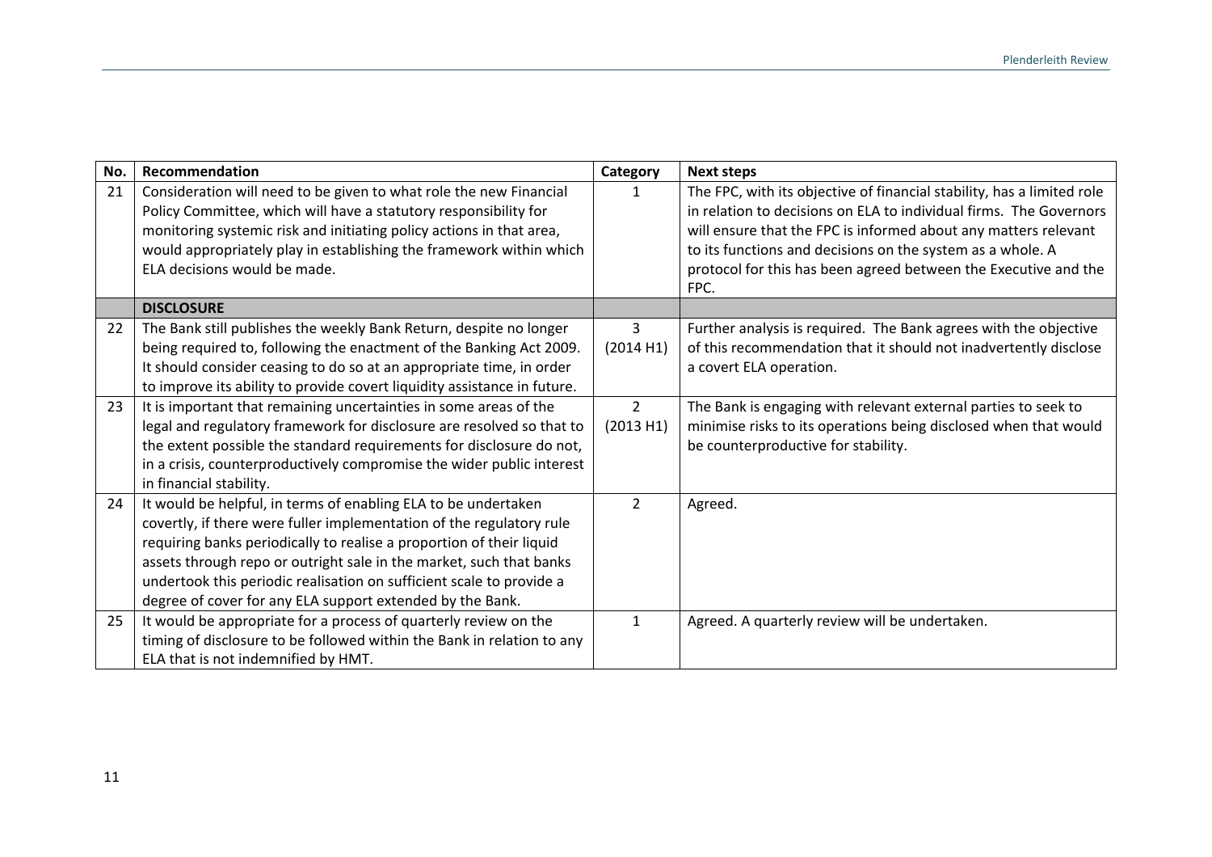| No. | Recommendation | Category | Next steps |
|---|---|---|---|
| 21 | Consideration will need to be given to what role the new Financial Policy Committee, which will have a statutory responsibility for monitoring systemic risk and initiating policy actions in that area, would appropriately play in establishing the framework within which ELA decisions would be made. | 1 | The FPC, with its objective of financial stability, has a limited role in relation to decisions on ELA to individual firms. The Governors will ensure that the FPC is informed about any matters relevant to its functions and decisions on the system as a whole. A protocol for this has been agreed between the Executive and the FPC. |
| | **DISCLOSURE** | | |
| 22 | The Bank still publishes the weekly Bank Return, despite no longer being required to, following the enactment of the Banking Act 2009. It should consider ceasing to do so at an appropriate time, in order to improve its ability to provide covert liquidity assistance in future. | 3 (2014 H1) | Further analysis is required. The Bank agrees with the objective of this recommendation that it should not inadvertently disclose a covert ELA operation. |
| 23 | It is important that remaining uncertainties in some areas of the legal and regulatory framework for disclosure are resolved so that to the extent possible the standard requirements for disclosure do not, in a crisis, counterproductively compromise the wider public interest in financial stability. | 2 (2013 H1) | The Bank is engaging with relevant external parties to seek to minimise risks to its operations being disclosed when that would be counterproductive for stability. |
| 24 | It would be helpful, in terms of enabling ELA to be undertaken covertly, if there were fuller implementation of the regulatory rule requiring banks periodically to realise a proportion of their liquid assets through repo or outright sale in the market, such that banks undertook this periodic realisation on sufficient scale to provide a degree of cover for any ELA support extended by the Bank. | 2 | Agreed. |
| 25 | It would be appropriate for a process of quarterly review on the timing of disclosure to be followed within the Bank in relation to any ELA that is not indemnified by HMT. | 1 | Agreed. A quarterly review will be undertaken. |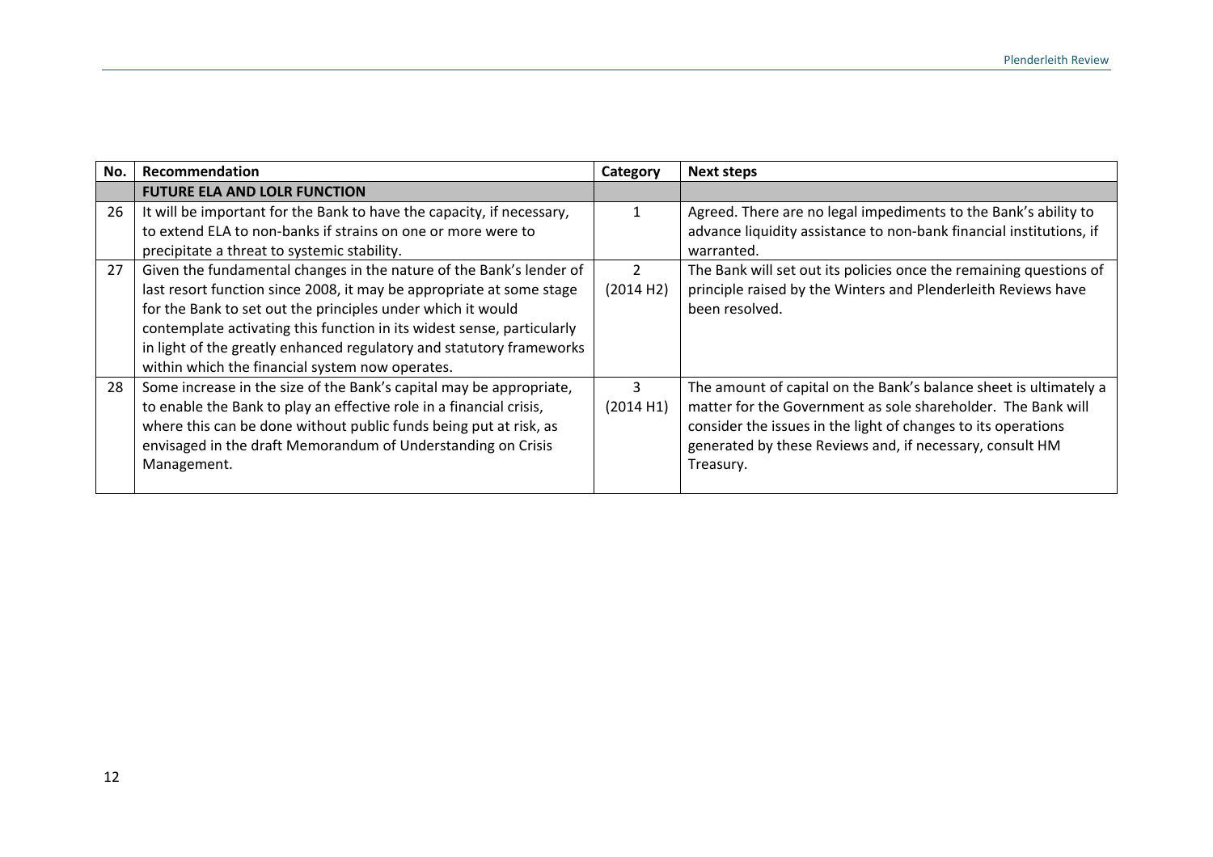| No. | Recommendation | Category | Next steps |
|---|---|---|---|
| | **FUTURE ELA AND LOLR FUNCTION** | | |
| 26 | It will be important for the Bank to have the capacity, if necessary, to extend ELA to non-banks if strains on one or more were to precipitate a threat to systemic stability. | 1 | Agreed. There are no legal impediments to the Bank's ability to advance liquidity assistance to non-bank financial institutions, if warranted. |
| 27 | Given the fundamental changes in the nature of the Bank's lender of last resort function since 2008, it may be appropriate at some stage for the Bank to set out the principles under which it would contemplate activating this function in its widest sense, particularly in light of the greatly enhanced regulatory and statutory frameworks within which the financial system now operates. | 2 (2014 H2) | The Bank will set out its policies once the remaining questions of principle raised by the Winters and Plenderleith Reviews have been resolved. |
| 28 | Some increase in the size of the Bank's capital may be appropriate, to enable the Bank to play an effective role in a financial crisis, where this can be done without public funds being put at risk, as envisaged in the draft Memorandum of Understanding on Crisis Management. | 3 (2014 H1) | The amount of capital on the Bank's balance sheet is ultimately a matter for the Government as sole shareholder. The Bank will consider the issues in the light of changes to its operations generated by these Reviews and, if necessary, consult HM Treasury. |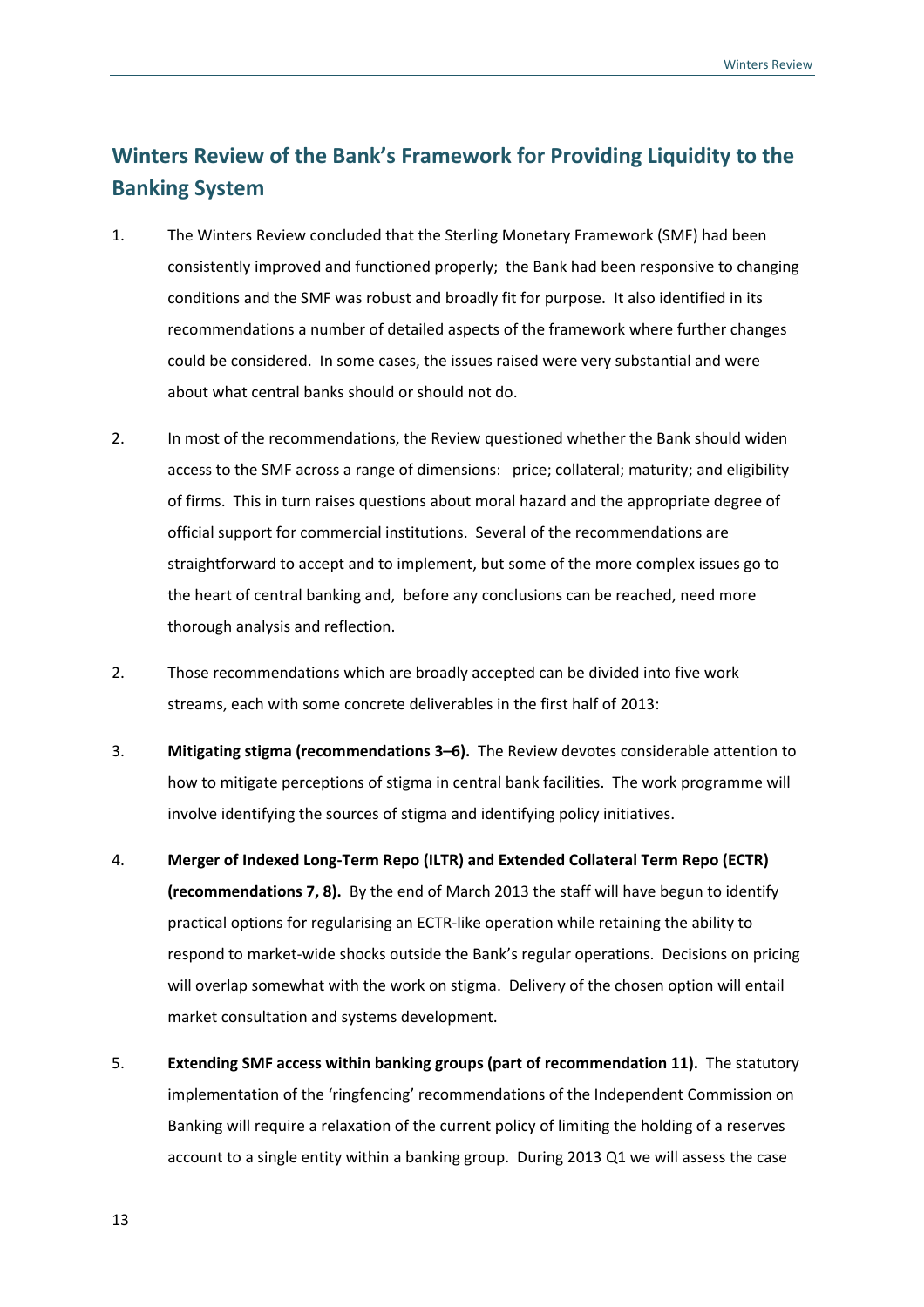## Winters Review of the Bank's Framework for Providing Liquidity to the Banking System

1. The Winters Review concluded that the Sterling Monetary Framework (SMF) had been consistently improved and functioned properly; the Bank had been responsive to changing conditions and the SMF was robust and broadly fit for purpose. It also identified in its recommendations a number of detailed aspects of the framework where further changes could be considered. In some cases, the issues raised were very substantial and were about what central banks should or should not do.

2. In most of the recommendations, the Review questioned whether the Bank should widen access to the SMF across a range of dimensions: price; collateral; maturity; and eligibility of firms. This in turn raises questions about moral hazard and the appropriate degree of official support for commercial institutions. Several of the recommendations are straightforward to accept and to implement, but some of the more complex issues go to the heart of central banking and, before any conclusions can be reached, need more thorough analysis and reflection.

2. Those recommendations which are broadly accepted can be divided into five work streams, each with some concrete deliverables in the first half of 2013:

3. **Mitigating stigma (recommendations 3–6).** The Review devotes considerable attention to how to mitigate perceptions of stigma in central bank facilities. The work programme will involve identifying the sources of stigma and identifying policy initiatives.

4. **Merger of Indexed Long-Term Repo (ILTR) and Extended Collateral Term Repo (ECTR) (recommendations 7, 8).** By the end of March 2013 the staff will have begun to identify practical options for regularising an ECTR-like operation while retaining the ability to respond to market-wide shocks outside the Bank's regular operations. Decisions on pricing will overlap somewhat with the work on stigma. Delivery of the chosen option will entail market consultation and systems development.

5. **Extending SMF access within banking groups (part of recommendation 11).** The statutory implementation of the 'ringfencing' recommendations of the Independent Commission on Banking will require a relaxation of the current policy of limiting the holding of a reserves account to a single entity within a banking group. During 2013 Q1 we will assess the case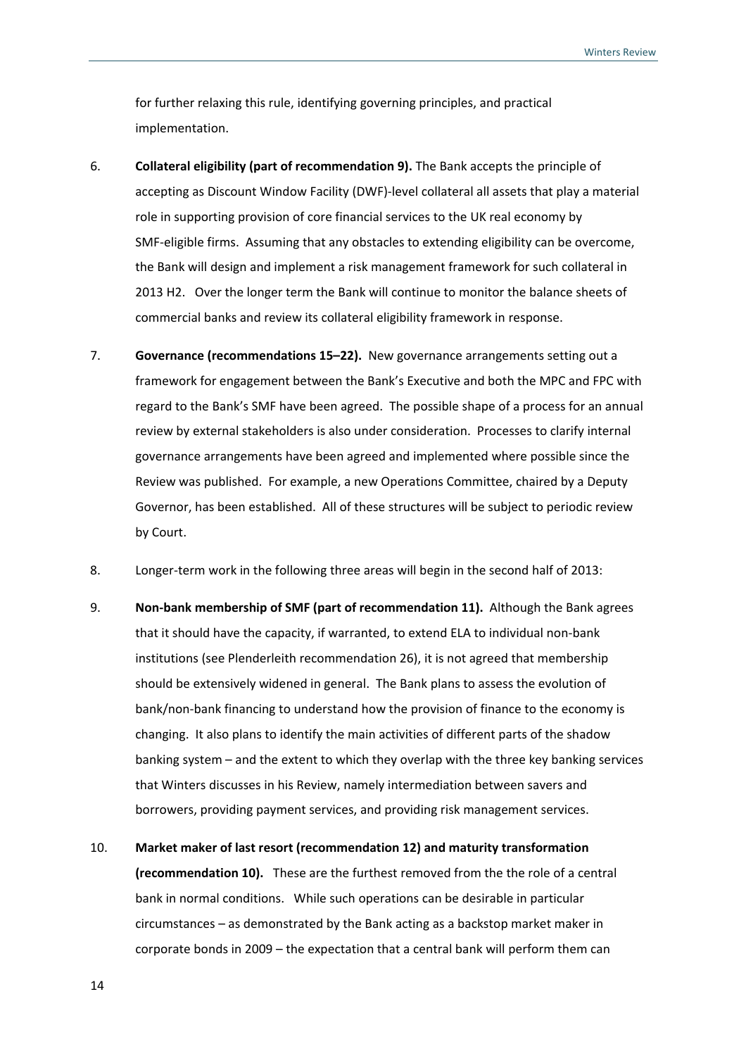for further relaxing this rule, identifying governing principles, and practical implementation.

6. **Collateral eligibility (part of recommendation 9).** The Bank accepts the principle of accepting as Discount Window Facility (DWF)-level collateral all assets that play a material role in supporting provision of core financial services to the UK real economy by SMF-eligible firms. Assuming that any obstacles to extending eligibility can be overcome, the Bank will design and implement a risk management framework for such collateral in 2013 H2. Over the longer term the Bank will continue to monitor the balance sheets of commercial banks and review its collateral eligibility framework in response.

7. **Governance (recommendations 15–22).** New governance arrangements setting out a framework for engagement between the Bank's Executive and both the MPC and FPC with regard to the Bank's SMF have been agreed. The possible shape of a process for an annual review by external stakeholders is also under consideration. Processes to clarify internal governance arrangements have been agreed and implemented where possible since the Review was published. For example, a new Operations Committee, chaired by a Deputy Governor, has been established. All of these structures will be subject to periodic review by Court.

8. Longer-term work in the following three areas will begin in the second half of 2013:

9. **Non-bank membership of SMF (part of recommendation 11).** Although the Bank agrees that it should have the capacity, if warranted, to extend ELA to individual non-bank institutions (see Plenderleith recommendation 26), it is not agreed that membership should be extensively widened in general. The Bank plans to assess the evolution of bank/non-bank financing to understand how the provision of finance to the economy is changing. It also plans to identify the main activities of different parts of the shadow banking system – and the extent to which they overlap with the three key banking services that Winters discusses in his Review, namely intermediation between savers and borrowers, providing payment services, and providing risk management services.

10. **Market maker of last resort (recommendation 12) and maturity transformation (recommendation 10).** These are the furthest removed from the the role of a central bank in normal conditions. While such operations can be desirable in particular circumstances – as demonstrated by the Bank acting as a backstop market maker in corporate bonds in 2009 – the expectation that a central bank will perform them can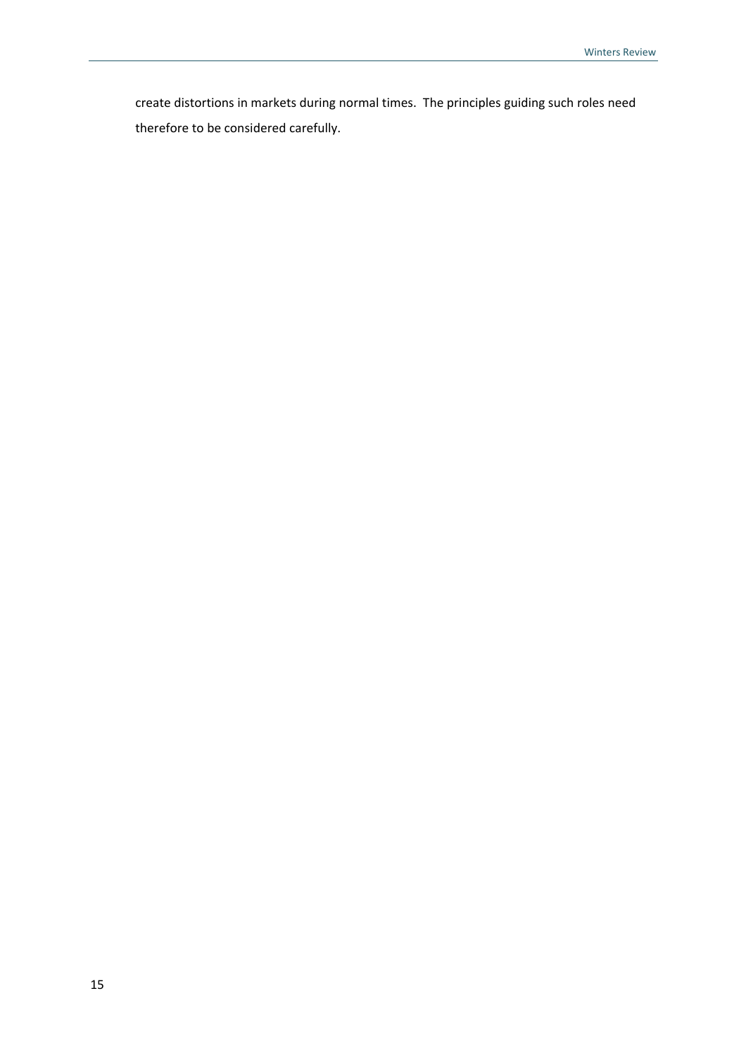create distortions in markets during normal times. The principles guiding such roles need therefore to be considered carefully.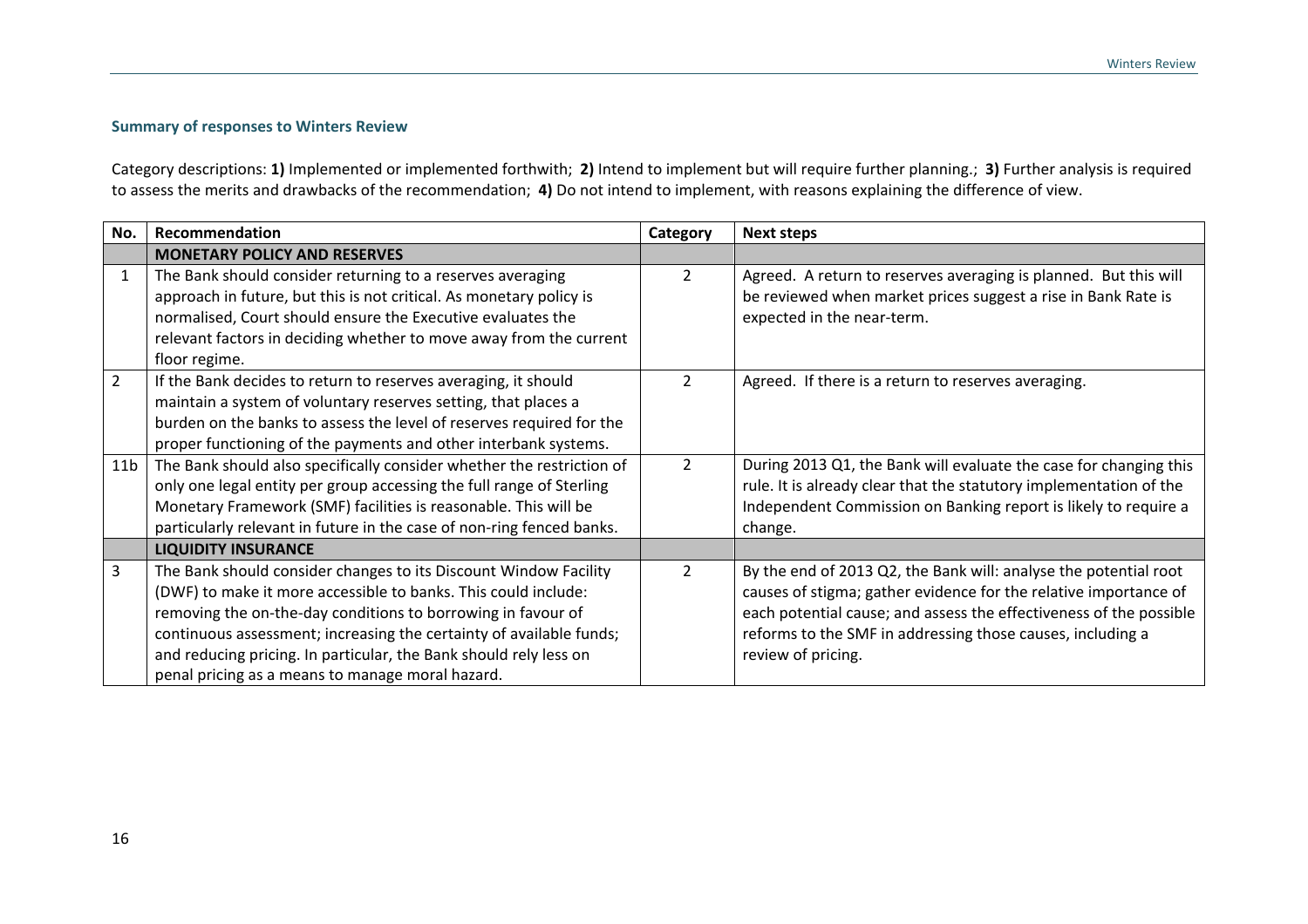### Summary of responses to Winters Review

Category descriptions: **1)** Implemented or implemented forthwith; **2)** Intend to implement but will require further planning.; **3)** Further analysis is required to assess the merits and drawbacks of the recommendation; **4)** Do not intend to implement, with reasons explaining the difference of view.

| No. | Recommendation | Category | Next steps |
|---|---|---|---|
| | **MONETARY POLICY AND RESERVES** | | |
| 1 | The Bank should consider returning to a reserves averaging approach in future, but this is not critical. As monetary policy is normalised, Court should ensure the Executive evaluates the relevant factors in deciding whether to move away from the current floor regime. | 2 | Agreed. A return to reserves averaging is planned. But this will be reviewed when market prices suggest a rise in Bank Rate is expected in the near-term. |
| 2 | If the Bank decides to return to reserves averaging, it should maintain a system of voluntary reserves setting, that places a burden on the banks to assess the level of reserves required for the proper functioning of the payments and other interbank systems. | 2 | Agreed. If there is a return to reserves averaging. |
| 11b | The Bank should also specifically consider whether the restriction of only one legal entity per group accessing the full range of Sterling Monetary Framework (SMF) facilities is reasonable. This will be particularly relevant in future in the case of non-ring fenced banks. | 2 | During 2013 Q1, the Bank will evaluate the case for changing this rule. It is already clear that the statutory implementation of the Independent Commission on Banking report is likely to require a change. |
| | **LIQUIDITY INSURANCE** | | |
| 3 | The Bank should consider changes to its Discount Window Facility (DWF) to make it more accessible to banks. This could include: removing the on-the-day conditions to borrowing in favour of continuous assessment; increasing the certainty of available funds; and reducing pricing. In particular, the Bank should rely less on penal pricing as a means to manage moral hazard. | 2 | By the end of 2013 Q2, the Bank will: analyse the potential root causes of stigma; gather evidence for the relative importance of each potential cause; and assess the effectiveness of the possible reforms to the SMF in addressing those causes, including a review of pricing. |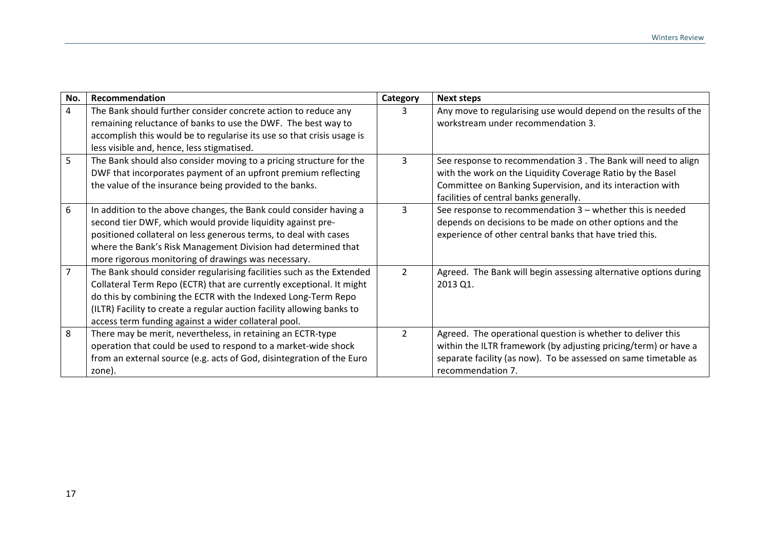| No. | Recommendation | Category | Next steps |
|---|---|---|---|
| 4 | The Bank should further consider concrete action to reduce any remaining reluctance of banks to use the DWF. The best way to accomplish this would be to regularise its use so that crisis usage is less visible and, hence, less stigmatised. | 3 | Any move to regularising use would depend on the results of the workstream under recommendation 3. |
| 5 | The Bank should also consider moving to a pricing structure for the DWF that incorporates payment of an upfront premium reflecting the value of the insurance being provided to the banks. | 3 | See response to recommendation 3 . The Bank will need to align with the work on the Liquidity Coverage Ratio by the Basel Committee on Banking Supervision, and its interaction with facilities of central banks generally. |
| 6 | In addition to the above changes, the Bank could consider having a second tier DWF, which would provide liquidity against pre-positioned collateral on less generous terms, to deal with cases where the Bank's Risk Management Division had determined that more rigorous monitoring of drawings was necessary. | 3 | See response to recommendation 3 – whether this is needed depends on decisions to be made on other options and the experience of other central banks that have tried this. |
| 7 | The Bank should consider regularising facilities such as the Extended Collateral Term Repo (ECTR) that are currently exceptional. It might do this by combining the ECTR with the Indexed Long-Term Repo (ILTR) Facility to create a regular auction facility allowing banks to access term funding against a wider collateral pool. | 2 | Agreed. The Bank will begin assessing alternative options during 2013 Q1. |
| 8 | There may be merit, nevertheless, in retaining an ECTR-type operation that could be used to respond to a market-wide shock from an external source (e.g. acts of God, disintegration of the Euro zone). | 2 | Agreed. The operational question is whether to deliver this within the ILTR framework (by adjusting pricing/term) or have a separate facility (as now). To be assessed on same timetable as recommendation 7. |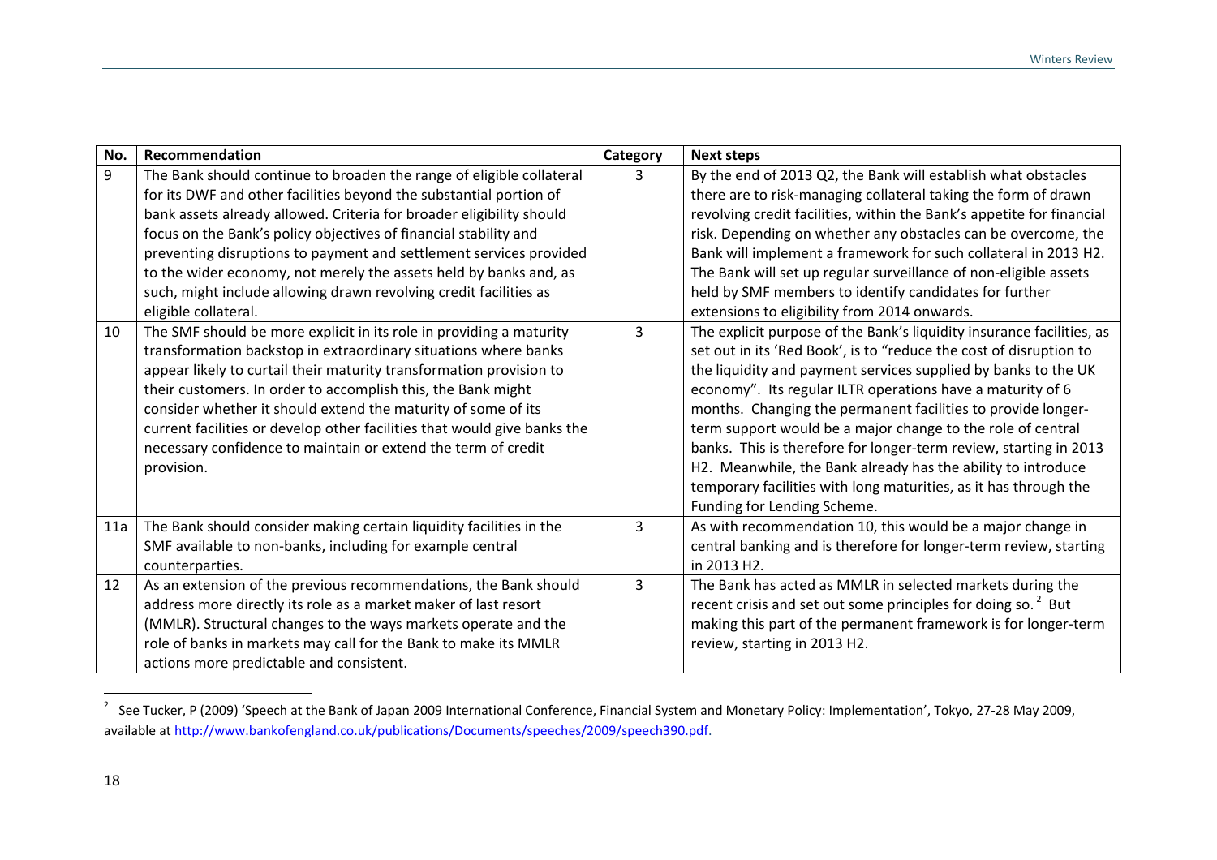| No. | Recommendation | Category | Next steps |
|---|---|---|---|
| 9 | The Bank should continue to broaden the range of eligible collateral for its DWF and other facilities beyond the substantial portion of bank assets already allowed. Criteria for broader eligibility should focus on the Bank's policy objectives of financial stability and preventing disruptions to payment and settlement services provided to the wider economy, not merely the assets held by banks and, as such, might include allowing drawn revolving credit facilities as eligible collateral. | 3 | By the end of 2013 Q2, the Bank will establish what obstacles there are to risk-managing collateral taking the form of drawn revolving credit facilities, within the Bank's appetite for financial risk. Depending on whether any obstacles can be overcome, the Bank will implement a framework for such collateral in 2013 H2. The Bank will set up regular surveillance of non-eligible assets held by SMF members to identify candidates for further extensions to eligibility from 2014 onwards. |
| 10 | The SMF should be more explicit in its role in providing a maturity transformation backstop in extraordinary situations where banks appear likely to curtail their maturity transformation provision to their customers. In order to accomplish this, the Bank might consider whether it should extend the maturity of some of its current facilities or develop other facilities that would give banks the necessary confidence to maintain or extend the term of credit provision. | 3 | The explicit purpose of the Bank's liquidity insurance facilities, as set out in its 'Red Book', is to "reduce the cost of disruption to the liquidity and payment services supplied by banks to the UK economy". Its regular ILTR operations have a maturity of 6 months. Changing the permanent facilities to provide longer-term support would be a major change to the role of central banks. This is therefore for longer-term review, starting in 2013 H2. Meanwhile, the Bank already has the ability to introduce temporary facilities with long maturities, as it has through the Funding for Lending Scheme. |
| 11a | The Bank should consider making certain liquidity facilities in the SMF available to non-banks, including for example central counterparties. | 3 | As with recommendation 10, this would be a major change in central banking and is therefore for longer-term review, starting in 2013 H2. |
| 12 | As an extension of the previous recommendations, the Bank should address more directly its role as a market maker of last resort (MMLR). Structural changes to the ways markets operate and the role of banks in markets may call for the Bank to make its MMLR actions more predictable and consistent. | 3 | The Bank has acted as MMLR in selected markets during the recent crisis and set out some principles for doing so.[2] But making this part of the permanent framework is for longer-term review, starting in 2013 H2. |

[2] See Tucker, P (2009) 'Speech at the Bank of Japan 2009 International Conference, Financial System and Monetary Policy: Implementation', Tokyo, 27-28 May 2009, available at http://www.bankofengland.co.uk/publications/Documents/speeches/2009/speech390.pdf.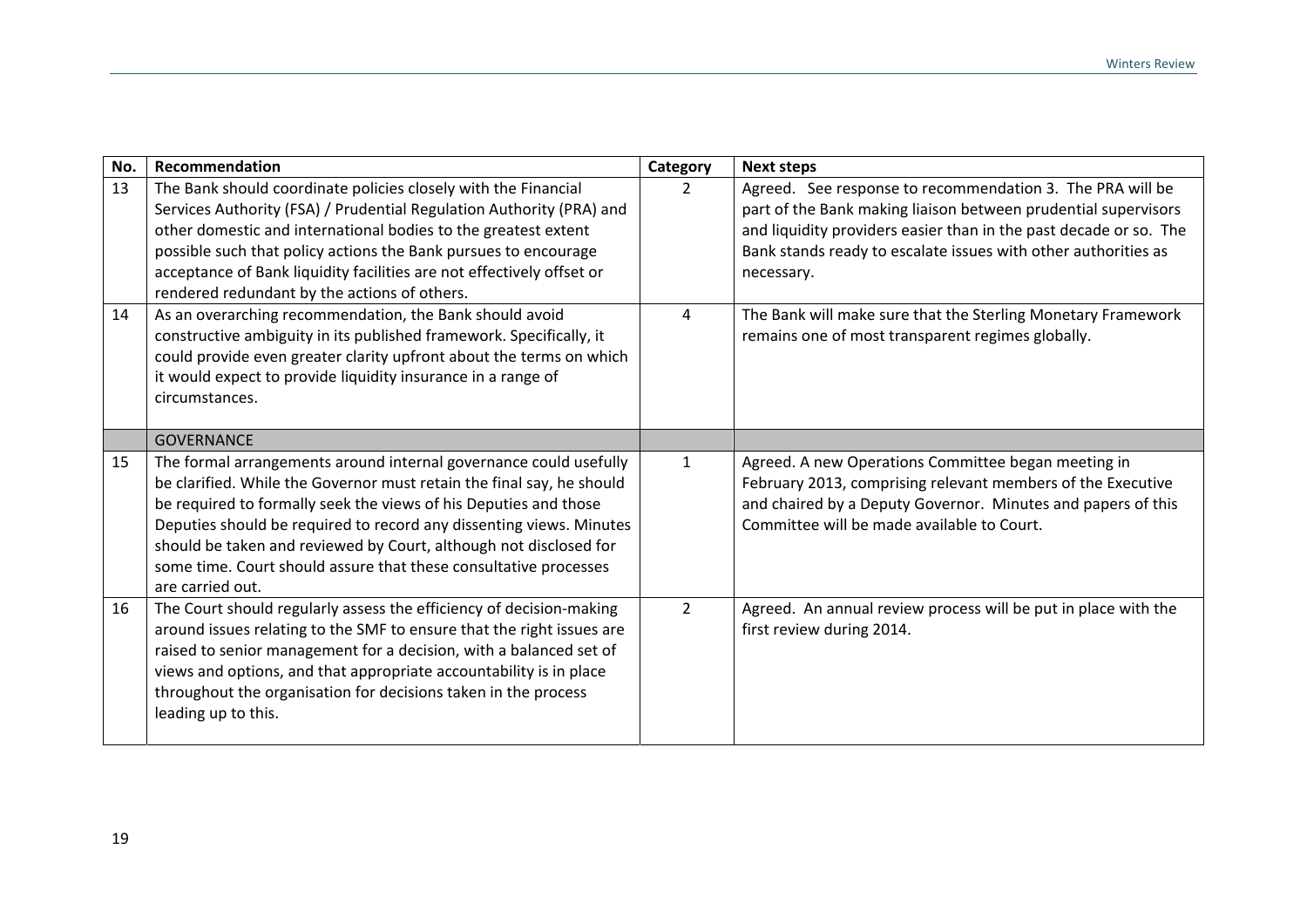| No. | Recommendation | Category | Next steps |
|---|---|---|---|
| 13 | The Bank should coordinate policies closely with the Financial Services Authority (FSA) / Prudential Regulation Authority (PRA) and other domestic and international bodies to the greatest extent possible such that policy actions the Bank pursues to encourage acceptance of Bank liquidity facilities are not effectively offset or rendered redundant by the actions of others. | 2 | Agreed. See response to recommendation 3. The PRA will be part of the Bank making liaison between prudential supervisors and liquidity providers easier than in the past decade or so. The Bank stands ready to escalate issues with other authorities as necessary. |
| 14 | As an overarching recommendation, the Bank should avoid constructive ambiguity in its published framework. Specifically, it could provide even greater clarity upfront about the terms on which it would expect to provide liquidity insurance in a range of circumstances. | 4 | The Bank will make sure that the Sterling Monetary Framework remains one of most transparent regimes globally. |
| | GOVERNANCE | | |
| 15 | The formal arrangements around internal governance could usefully be clarified. While the Governor must retain the final say, he should be required to formally seek the views of his Deputies and those Deputies should be required to record any dissenting views. Minutes should be taken and reviewed by Court, although not disclosed for some time. Court should assure that these consultative processes are carried out. | 1 | Agreed. A new Operations Committee began meeting in February 2013, comprising relevant members of the Executive and chaired by a Deputy Governor. Minutes and papers of this Committee will be made available to Court. |
| 16 | The Court should regularly assess the efficiency of decision-making around issues relating to the SMF to ensure that the right issues are raised to senior management for a decision, with a balanced set of views and options, and that appropriate accountability is in place throughout the organisation for decisions taken in the process leading up to this. | 2 | Agreed. An annual review process will be put in place with the first review during 2014. |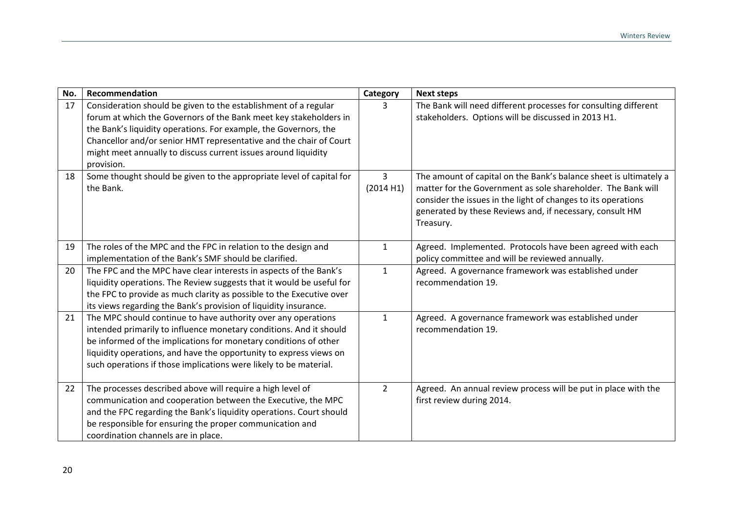| No. | Recommendation | Category | Next steps |
|---|---|---|---|
| 17 | Consideration should be given to the establishment of a regular forum at which the Governors of the Bank meet key stakeholders in the Bank's liquidity operations. For example, the Governors, the Chancellor and/or senior HMT representative and the chair of Court might meet annually to discuss current issues around liquidity provision. | 3 | The Bank will need different processes for consulting different stakeholders. Options will be discussed in 2013 H1. |
| 18 | Some thought should be given to the appropriate level of capital for the Bank. | 3 (2014 H1) | The amount of capital on the Bank's balance sheet is ultimately a matter for the Government as sole shareholder. The Bank will consider the issues in the light of changes to its operations generated by these Reviews and, if necessary, consult HM Treasury. |
| 19 | The roles of the MPC and the FPC in relation to the design and implementation of the Bank's SMF should be clarified. | 1 | Agreed. Implemented. Protocols have been agreed with each policy committee and will be reviewed annually. |
| 20 | The FPC and the MPC have clear interests in aspects of the Bank's liquidity operations. The Review suggests that it would be useful for the FPC to provide as much clarity as possible to the Executive over its views regarding the Bank's provision of liquidity insurance. | 1 | Agreed. A governance framework was established under recommendation 19. |
| 21 | The MPC should continue to have authority over any operations intended primarily to influence monetary conditions. And it should be informed of the implications for monetary conditions of other liquidity operations, and have the opportunity to express views on such operations if those implications were likely to be material. | 1 | Agreed. A governance framework was established under recommendation 19. |
| 22 | The processes described above will require a high level of communication and cooperation between the Executive, the MPC and the FPC regarding the Bank's liquidity operations. Court should be responsible for ensuring the proper communication and coordination channels are in place. | 2 | Agreed. An annual review process will be put in place with the first review during 2014. |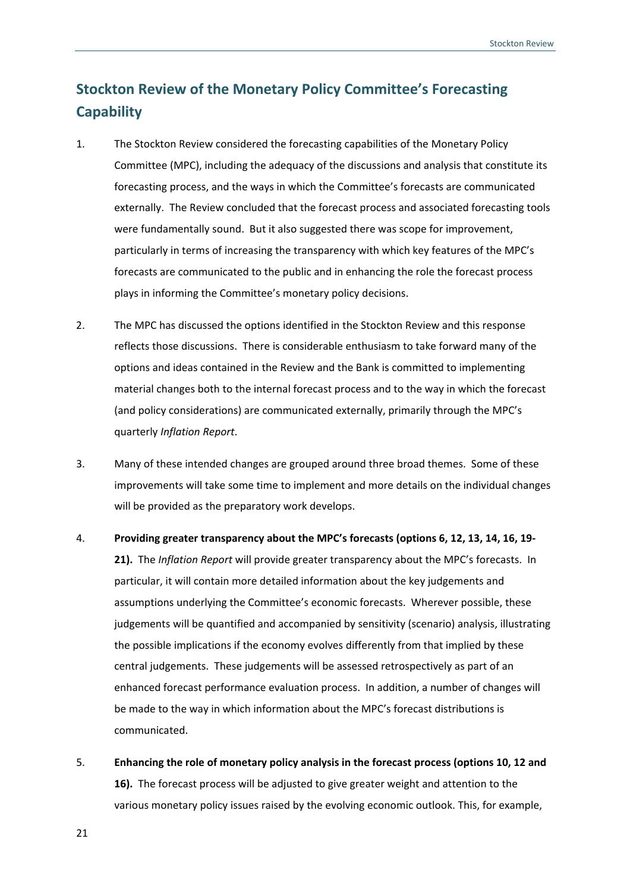## Stockton Review of the Monetary Policy Committee's Forecasting Capability

1. The Stockton Review considered the forecasting capabilities of the Monetary Policy Committee (MPC), including the adequacy of the discussions and analysis that constitute its forecasting process, and the ways in which the Committee's forecasts are communicated externally. The Review concluded that the forecast process and associated forecasting tools were fundamentally sound. But it also suggested there was scope for improvement, particularly in terms of increasing the transparency with which key features of the MPC's forecasts are communicated to the public and in enhancing the role the forecast process plays in informing the Committee's monetary policy decisions.

2. The MPC has discussed the options identified in the Stockton Review and this response reflects those discussions. There is considerable enthusiasm to take forward many of the options and ideas contained in the Review and the Bank is committed to implementing material changes both to the internal forecast process and to the way in which the forecast (and policy considerations) are communicated externally, primarily through the MPC's quarterly *Inflation Report*.

3. Many of these intended changes are grouped around three broad themes. Some of these improvements will take some time to implement and more details on the individual changes will be provided as the preparatory work develops.

4. **Providing greater transparency about the MPC's forecasts (options 6, 12, 13, 14, 16, 19-21).** The *Inflation Report* will provide greater transparency about the MPC's forecasts. In particular, it will contain more detailed information about the key judgements and assumptions underlying the Committee's economic forecasts. Wherever possible, these judgements will be quantified and accompanied by sensitivity (scenario) analysis, illustrating the possible implications if the economy evolves differently from that implied by these central judgements. These judgements will be assessed retrospectively as part of an enhanced forecast performance evaluation process. In addition, a number of changes will be made to the way in which information about the MPC's forecast distributions is communicated.

5. **Enhancing the role of monetary policy analysis in the forecast process (options 10, 12 and 16).** The forecast process will be adjusted to give greater weight and attention to the various monetary policy issues raised by the evolving economic outlook. This, for example,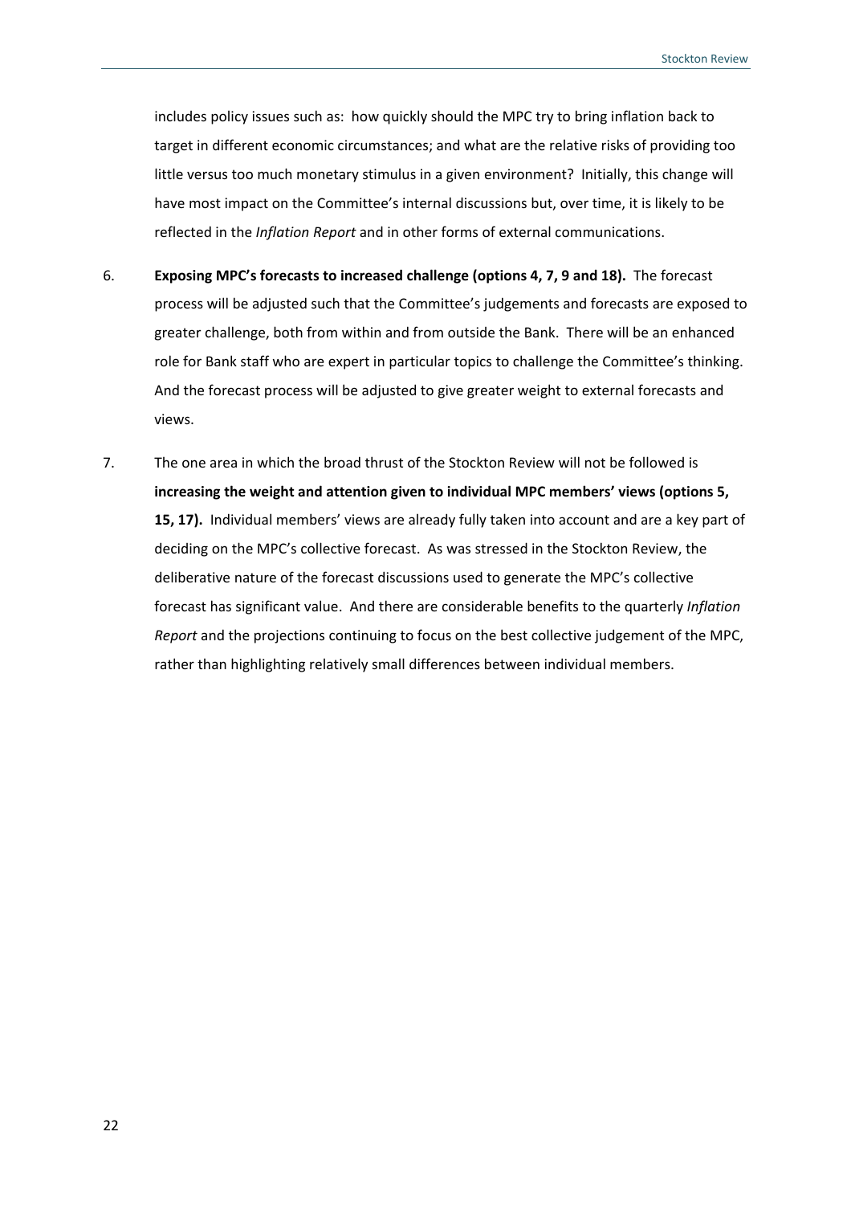includes policy issues such as: how quickly should the MPC try to bring inflation back to target in different economic circumstances; and what are the relative risks of providing too little versus too much monetary stimulus in a given environment? Initially, this change will have most impact on the Committee's internal discussions but, over time, it is likely to be reflected in the *Inflation Report* and in other forms of external communications.

6. **Exposing MPC's forecasts to increased challenge (options 4, 7, 9 and 18).** The forecast process will be adjusted such that the Committee's judgements and forecasts are exposed to greater challenge, both from within and from outside the Bank. There will be an enhanced role for Bank staff who are expert in particular topics to challenge the Committee's thinking. And the forecast process will be adjusted to give greater weight to external forecasts and views.

7. The one area in which the broad thrust of the Stockton Review will not be followed is **increasing the weight and attention given to individual MPC members' views (options 5, 15, 17).** Individual members' views are already fully taken into account and are a key part of deciding on the MPC's collective forecast. As was stressed in the Stockton Review, the deliberative nature of the forecast discussions used to generate the MPC's collective forecast has significant value. And there are considerable benefits to the quarterly *Inflation Report* and the projections continuing to focus on the best collective judgement of the MPC, rather than highlighting relatively small differences between individual members.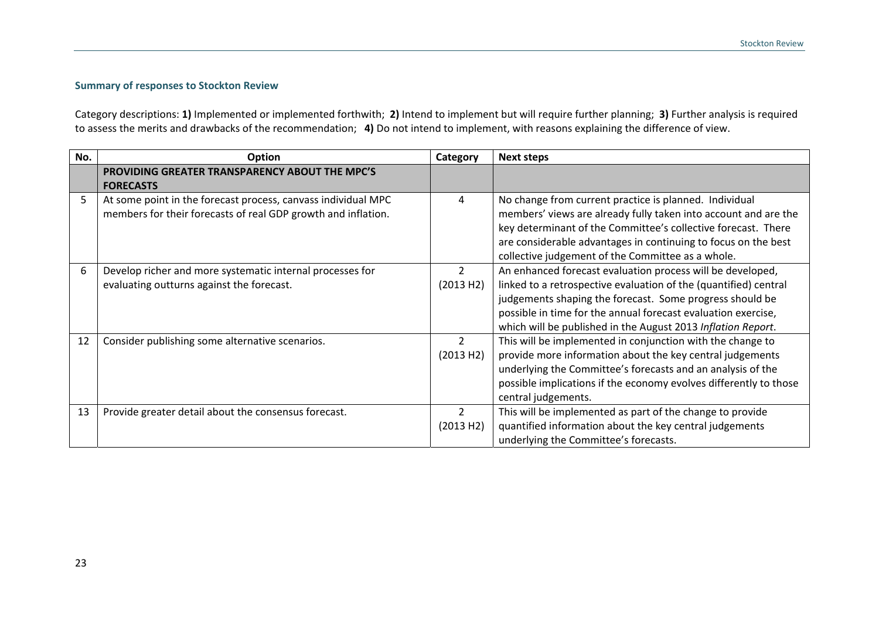### Summary of responses to Stockton Review

Category descriptions: **1)** Implemented or implemented forthwith; **2)** Intend to implement but will require further planning; **3)** Further analysis is required to assess the merits and drawbacks of the recommendation; **4)** Do not intend to implement, with reasons explaining the difference of view.

| No. | Option | Category | Next steps |
|---|---|---|---|
| | **PROVIDING GREATER TRANSPARENCY ABOUT THE MPC'S FORECASTS** | | |
| 5 | At some point in the forecast process, canvass individual MPC members for their forecasts of real GDP growth and inflation. | 4 | No change from current practice is planned. Individual members' views are already fully taken into account and are the key determinant of the Committee's collective forecast. There are considerable advantages in continuing to focus on the best collective judgement of the Committee as a whole. |
| 6 | Develop richer and more systematic internal processes for evaluating outturns against the forecast. | 2 (2013 H2) | An enhanced forecast evaluation process will be developed, linked to a retrospective evaluation of the (quantified) central judgements shaping the forecast. Some progress should be possible in time for the annual forecast evaluation exercise, which will be published in the August 2013 *Inflation Report*. |
| 12 | Consider publishing some alternative scenarios. | 2 (2013 H2) | This will be implemented in conjunction with the change to provide more information about the key central judgements underlying the Committee's forecasts and an analysis of the possible implications if the economy evolves differently to those central judgements. |
| 13 | Provide greater detail about the consensus forecast. | 2 (2013 H2) | This will be implemented as part of the change to provide quantified information about the key central judgements underlying the Committee's forecasts. |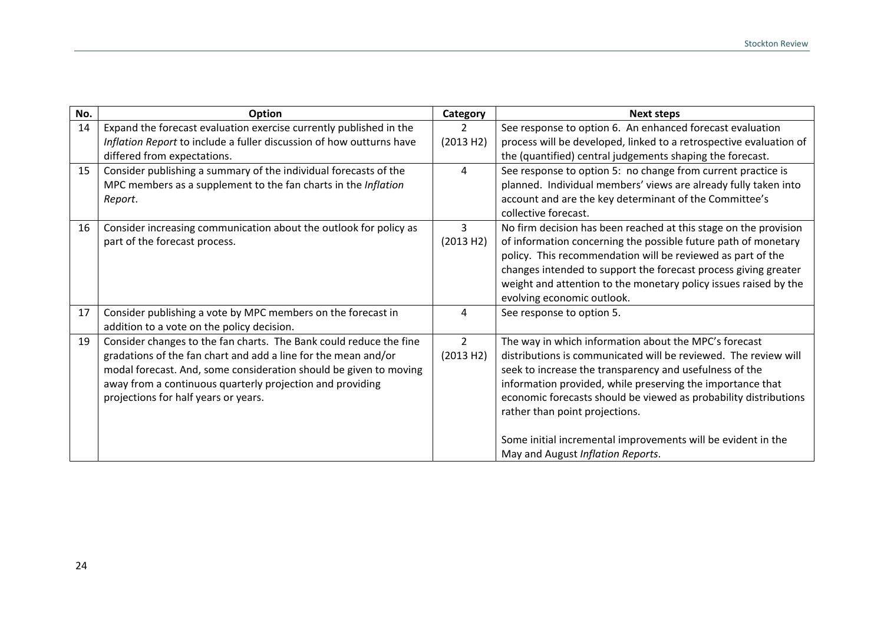| No. | Option | Category | Next steps |
|---|---|---|---|
| 14 | Expand the forecast evaluation exercise currently published in the *Inflation Report* to include a fuller discussion of how outturns have differed from expectations. | 2 (2013 H2) | See response to option 6. An enhanced forecast evaluation process will be developed, linked to a retrospective evaluation of the (quantified) central judgements shaping the forecast. |
| 15 | Consider publishing a summary of the individual forecasts of the MPC members as a supplement to the fan charts in the *Inflation Report*. | 4 | See response to option 5: no change from current practice is planned. Individual members' views are already fully taken into account and are the key determinant of the Committee's collective forecast. |
| 16 | Consider increasing communication about the outlook for policy as part of the forecast process. | 3 (2013 H2) | No firm decision has been reached at this stage on the provision of information concerning the possible future path of monetary policy. This recommendation will be reviewed as part of the changes intended to support the forecast process giving greater weight and attention to the monetary policy issues raised by the evolving economic outlook. |
| 17 | Consider publishing a vote by MPC members on the forecast in addition to a vote on the policy decision. | 4 | See response to option 5. |
| 19 | Consider changes to the fan charts. The Bank could reduce the fine gradations of the fan chart and add a line for the mean and/or modal forecast. And, some consideration should be given to moving away from a continuous quarterly projection and providing projections for half years or years. | 2 (2013 H2) | The way in which information about the MPC's forecast distributions is communicated will be reviewed. The review will seek to increase the transparency and usefulness of the information provided, while preserving the importance that economic forecasts should be viewed as probability distributions rather than point projections.<br><br>Some initial incremental improvements will be evident in the May and August *Inflation Reports*. |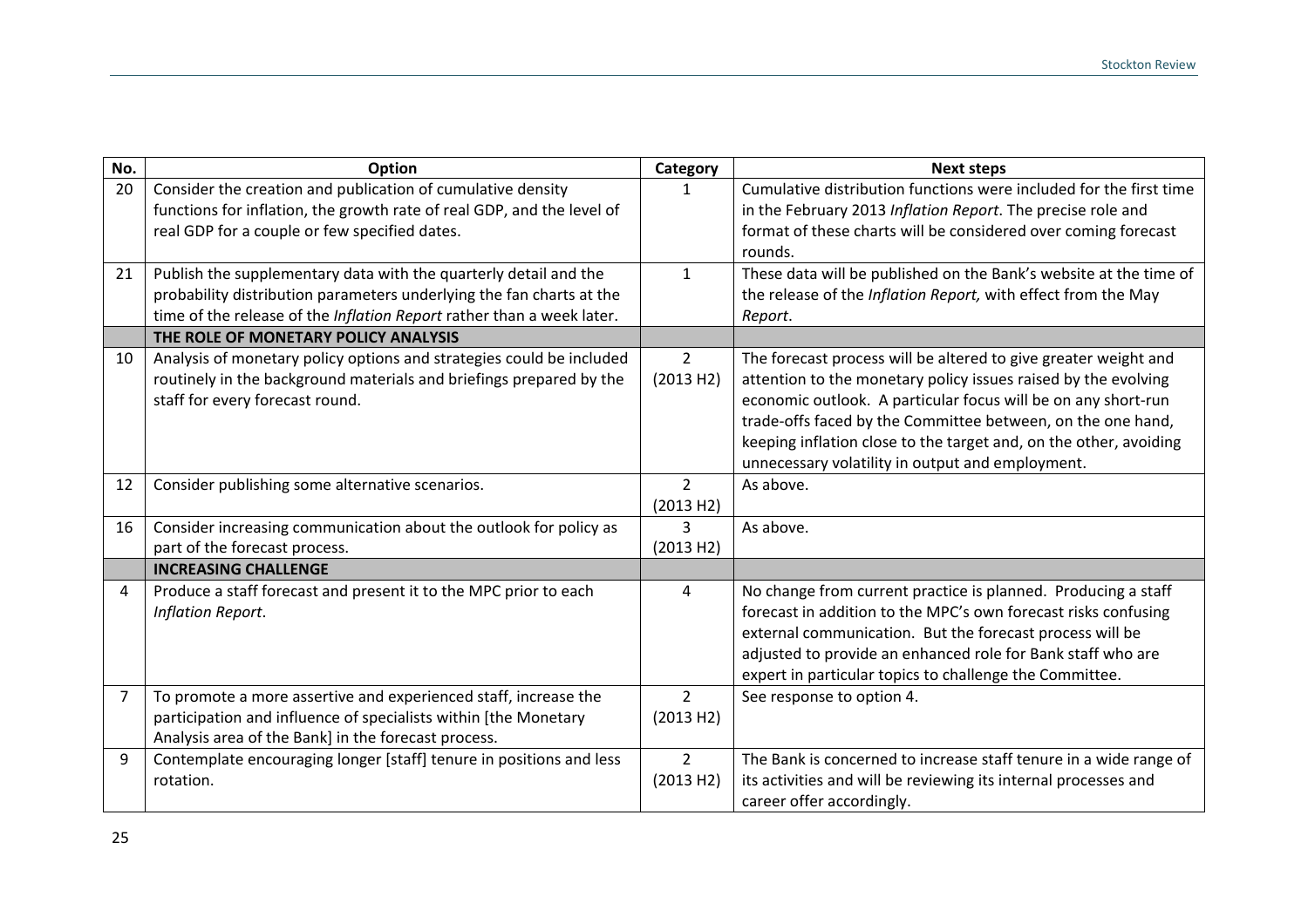| No. | Option | Category | Next steps |
|---|---|---|---|
| 20 | Consider the creation and publication of cumulative density functions for inflation, the growth rate of real GDP, and the level of real GDP for a couple or few specified dates. | 1 | Cumulative distribution functions were included for the first time in the February 2013 *Inflation Report*. The precise role and format of these charts will be considered over coming forecast rounds. |
| 21 | Publish the supplementary data with the quarterly detail and the probability distribution parameters underlying the fan charts at the time of the release of the *Inflation Report* rather than a week later. | 1 | These data will be published on the Bank's website at the time of the release of the *Inflation Report,* with effect from the May *Report*. |
| | **THE ROLE OF MONETARY POLICY ANALYSIS** | | |
| 10 | Analysis of monetary policy options and strategies could be included routinely in the background materials and briefings prepared by the staff for every forecast round. | 2 (2013 H2) | The forecast process will be altered to give greater weight and attention to the monetary policy issues raised by the evolving economic outlook. A particular focus will be on any short-run trade-offs faced by the Committee between, on the one hand, keeping inflation close to the target and, on the other, avoiding unnecessary volatility in output and employment. |
| 12 | Consider publishing some alternative scenarios. | 2 (2013 H2) | As above. |
| 16 | Consider increasing communication about the outlook for policy as part of the forecast process. | 3 (2013 H2) | As above. |
| | **INCREASING CHALLENGE** | | |
| 4 | Produce a staff forecast and present it to the MPC prior to each *Inflation Report*. | 4 | No change from current practice is planned. Producing a staff forecast in addition to the MPC's own forecast risks confusing external communication. But the forecast process will be adjusted to provide an enhanced role for Bank staff who are expert in particular topics to challenge the Committee. |
| 7 | To promote a more assertive and experienced staff, increase the participation and influence of specialists within [the Monetary Analysis area of the Bank] in the forecast process. | 2 (2013 H2) | See response to option 4. |
| 9 | Contemplate encouraging longer [staff] tenure in positions and less rotation. | 2 (2013 H2) | The Bank is concerned to increase staff tenure in a wide range of its activities and will be reviewing its internal processes and career offer accordingly. |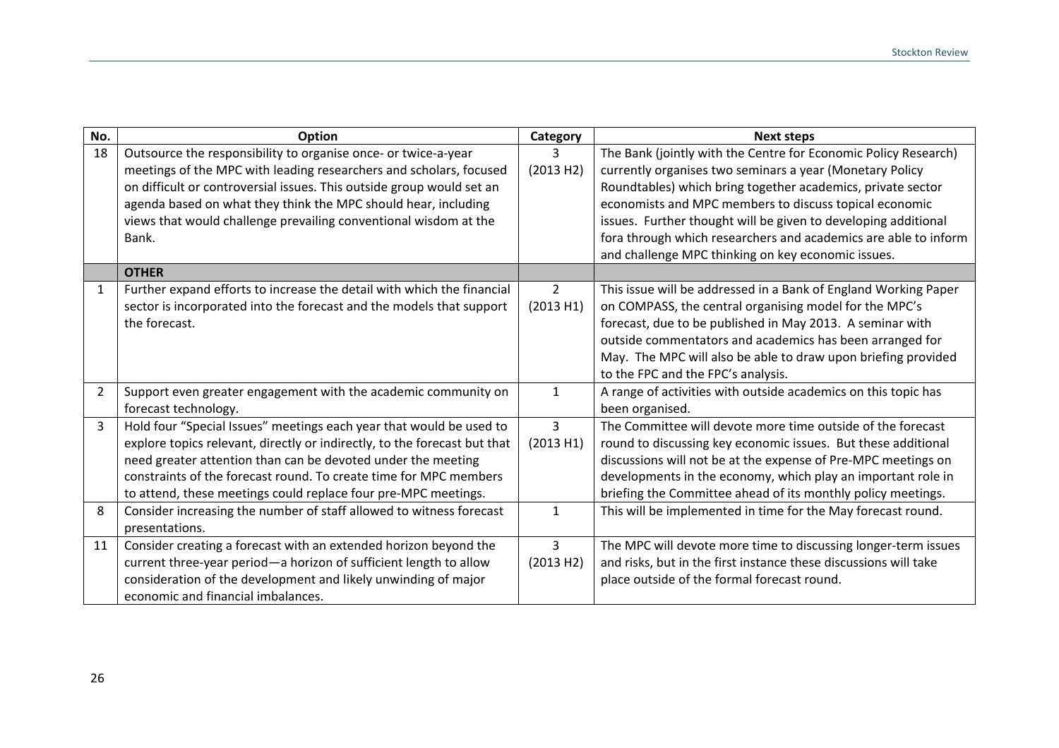| No. | Option | Category | Next steps |
| --- | --- | --- | --- |
| 18 | Outsource the responsibility to organise once- or twice-a-year meetings of the MPC with leading researchers and scholars, focused on difficult or controversial issues. This outside group would set an agenda based on what they think the MPC should hear, including views that would challenge prevailing conventional wisdom at the Bank. | 3 (2013 H2) | The Bank (jointly with the Centre for Economic Policy Research) currently organises two seminars a year (Monetary Policy Roundtables) which bring together academics, private sector economists and MPC members to discuss topical economic issues. Further thought will be given to developing additional fora through which researchers and academics are able to inform and challenge MPC thinking on key economic issues. |
| | **OTHER** | | |
| 1 | Further expand efforts to increase the detail with which the financial sector is incorporated into the forecast and the models that support the forecast. | 2 (2013 H1) | This issue will be addressed in a Bank of England Working Paper on COMPASS, the central organising model for the MPC's forecast, due to be published in May 2013. A seminar with outside commentators and academics has been arranged for May. The MPC will also be able to draw upon briefing provided to the FPC and the FPC's analysis. |
| 2 | Support even greater engagement with the academic community on forecast technology. | 1 | A range of activities with outside academics on this topic has been organised. |
| 3 | Hold four "Special Issues" meetings each year that would be used to explore topics relevant, directly or indirectly, to the forecast but that need greater attention than can be devoted under the meeting constraints of the forecast round. To create time for MPC members to attend, these meetings could replace four pre-MPC meetings. | 3 (2013 H1) | The Committee will devote more time outside of the forecast round to discussing key economic issues. But these additional discussions will not be at the expense of Pre-MPC meetings on developments in the economy, which play an important role in briefing the Committee ahead of its monthly policy meetings. |
| 8 | Consider increasing the number of staff allowed to witness forecast presentations. | 1 | This will be implemented in time for the May forecast round. |
| 11 | Consider creating a forecast with an extended horizon beyond the current three-year period—a horizon of sufficient length to allow consideration of the development and likely unwinding of major economic and financial imbalances. | 3 (2013 H2) | The MPC will devote more time to discussing longer-term issues and risks, but in the first instance these discussions will take place outside of the formal forecast round. |